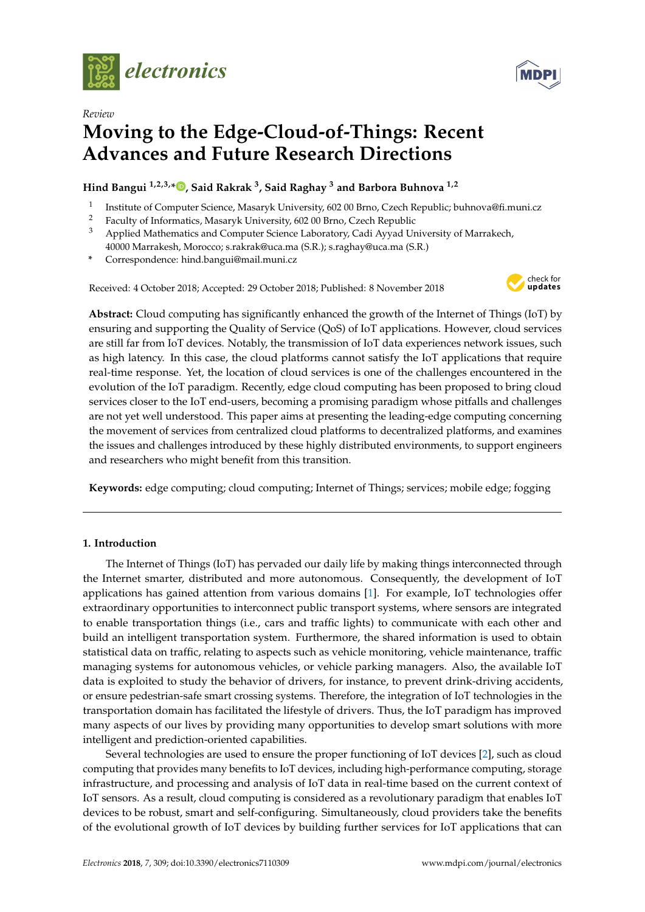*Review*

# Moving to the Edge-Cloud-of-Things: Recent Advances and Future Research Directions

**Hind Bangui [1,2,3,*], Said Rakrak [3], Said Raghay [3] and Barbora Buhnova [1,2]**

1 Institute of Computer Science, Masaryk University, 602 00 Brno, Czech Republic; buhnova@fi.muni.cz
2 Faculty of Informatics, Masaryk University, 602 00 Brno, Czech Republic
3 Applied Mathematics and Computer Science Laboratory, Cadi Ayyad University of Marrakech, 40000 Marrakesh, Morocco; s.rakrak@uca.ma (S.R.); s.raghay@uca.ma (S.R.)
* Correspondence: hind.bangui@mail.muni.cz

Received: 4 October 2018; Accepted: 29 October 2018; Published: 8 November 2018

**Abstract:** Cloud computing has significantly enhanced the growth of the Internet of Things (IoT) by ensuring and supporting the Quality of Service (QoS) of IoT applications. However, cloud services are still far from IoT devices. Notably, the transmission of IoT data experiences network issues, such as high latency. In this case, the cloud platforms cannot satisfy the IoT applications that require real-time response. Yet, the location of cloud services is one of the challenges encountered in the evolution of the IoT paradigm. Recently, edge cloud computing has been proposed to bring cloud services closer to the IoT end-users, becoming a promising paradigm whose pitfalls and challenges are not yet well understood. This paper aims at presenting the leading-edge computing concerning the movement of services from centralized cloud platforms to decentralized platforms, and examines the issues and challenges introduced by these highly distributed environments, to support engineers and researchers who might benefit from this transition.

**Keywords:** edge computing; cloud computing; Internet of Things; services; mobile edge; fogging

## 1. Introduction

The Internet of Things (IoT) has pervaded our daily life by making things interconnected through the Internet smarter, distributed and more autonomous. Consequently, the development of IoT applications has gained attention from various domains [1]. For example, IoT technologies offer extraordinary opportunities to interconnect public transport systems, where sensors are integrated to enable transportation things (i.e., cars and traffic lights) to communicate with each other and build an intelligent transportation system. Furthermore, the shared information is used to obtain statistical data on traffic, relating to aspects such as vehicle monitoring, vehicle maintenance, traffic managing systems for autonomous vehicles, or vehicle parking managers. Also, the available IoT data is exploited to study the behavior of drivers, for instance, to prevent drink-driving accidents, or ensure pedestrian-safe smart crossing systems. Therefore, the integration of IoT technologies in the transportation domain has facilitated the lifestyle of drivers. Thus, the IoT paradigm has improved many aspects of our lives by providing many opportunities to develop smart solutions with more intelligent and prediction-oriented capabilities.

Several technologies are used to ensure the proper functioning of IoT devices [2], such as cloud computing that provides many benefits to IoT devices, including high-performance computing, storage infrastructure, and processing and analysis of IoT data in real-time based on the current context of IoT sensors. As a result, cloud computing is considered as a revolutionary paradigm that enables IoT devices to be robust, smart and self-configuring. Simultaneously, cloud providers take the benefits of the evolutional growth of IoT devices by building further services for IoT applications that can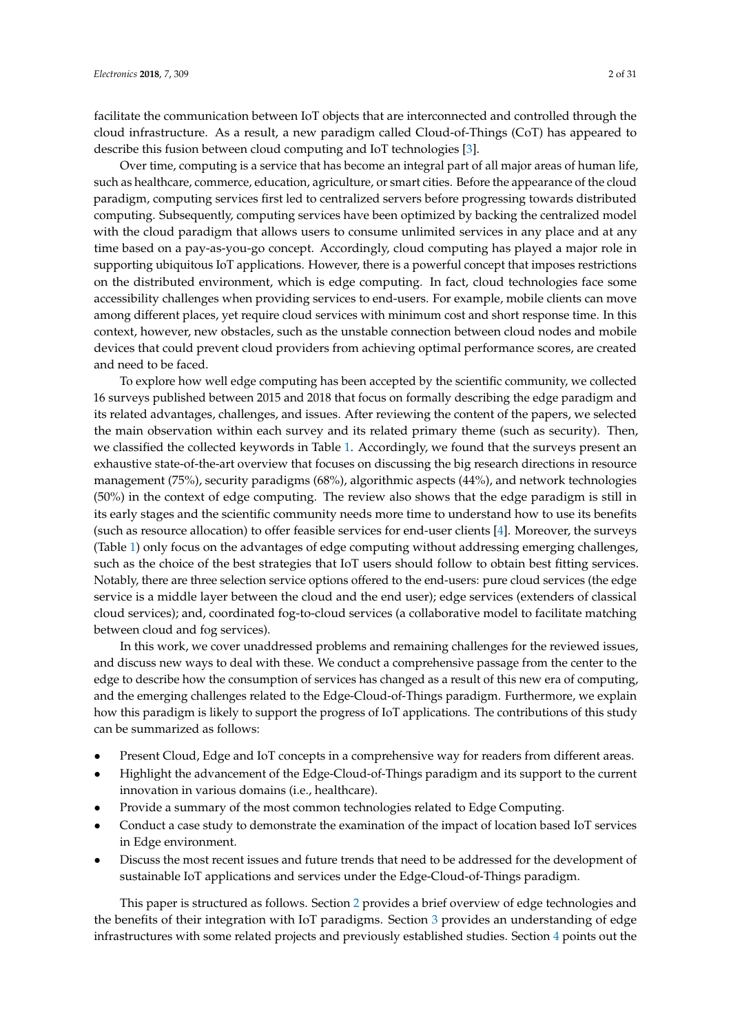facilitate the communication between IoT objects that are interconnected and controlled through the cloud infrastructure. As a result, a new paradigm called Cloud-of-Things (CoT) has appeared to describe this fusion between cloud computing and IoT technologies [3].

Over time, computing is a service that has become an integral part of all major areas of human life, such as healthcare, commerce, education, agriculture, or smart cities. Before the appearance of the cloud paradigm, computing services first led to centralized servers before progressing towards distributed computing. Subsequently, computing services have been optimized by backing the centralized model with the cloud paradigm that allows users to consume unlimited services in any place and at any time based on a pay-as-you-go concept. Accordingly, cloud computing has played a major role in supporting ubiquitous IoT applications. However, there is a powerful concept that imposes restrictions on the distributed environment, which is edge computing. In fact, cloud technologies face some accessibility challenges when providing services to end-users. For example, mobile clients can move among different places, yet require cloud services with minimum cost and short response time. In this context, however, new obstacles, such as the unstable connection between cloud nodes and mobile devices that could prevent cloud providers from achieving optimal performance scores, are created and need to be faced.

To explore how well edge computing has been accepted by the scientific community, we collected 16 surveys published between 2015 and 2018 that focus on formally describing the edge paradigm and its related advantages, challenges, and issues. After reviewing the content of the papers, we selected the main observation within each survey and its related primary theme (such as security). Then, we classified the collected keywords in Table 1. Accordingly, we found that the surveys present an exhaustive state-of-the-art overview that focuses on discussing the big research directions in resource management (75%), security paradigms (68%), algorithmic aspects (44%), and network technologies (50%) in the context of edge computing. The review also shows that the edge paradigm is still in its early stages and the scientific community needs more time to understand how to use its benefits (such as resource allocation) to offer feasible services for end-user clients [4]. Moreover, the surveys (Table 1) only focus on the advantages of edge computing without addressing emerging challenges, such as the choice of the best strategies that IoT users should follow to obtain best fitting services. Notably, there are three selection service options offered to the end-users: pure cloud services (the edge service is a middle layer between the cloud and the end user); edge services (extenders of classical cloud services); and, coordinated fog-to-cloud services (a collaborative model to facilitate matching between cloud and fog services).

In this work, we cover unaddressed problems and remaining challenges for the reviewed issues, and discuss new ways to deal with these. We conduct a comprehensive passage from the center to the edge to describe how the consumption of services has changed as a result of this new era of computing, and the emerging challenges related to the Edge-Cloud-of-Things paradigm. Furthermore, we explain how this paradigm is likely to support the progress of IoT applications. The contributions of this study can be summarized as follows:

- Present Cloud, Edge and IoT concepts in a comprehensive way for readers from different areas.
- Highlight the advancement of the Edge-Cloud-of-Things paradigm and its support to the current innovation in various domains (i.e., healthcare).
- Provide a summary of the most common technologies related to Edge Computing.
- Conduct a case study to demonstrate the examination of the impact of location based IoT services in Edge environment.
- Discuss the most recent issues and future trends that need to be addressed for the development of sustainable IoT applications and services under the Edge-Cloud-of-Things paradigm.

This paper is structured as follows. Section 2 provides a brief overview of edge technologies and the benefits of their integration with IoT paradigms. Section 3 provides an understanding of edge infrastructures with some related projects and previously established studies. Section 4 points out the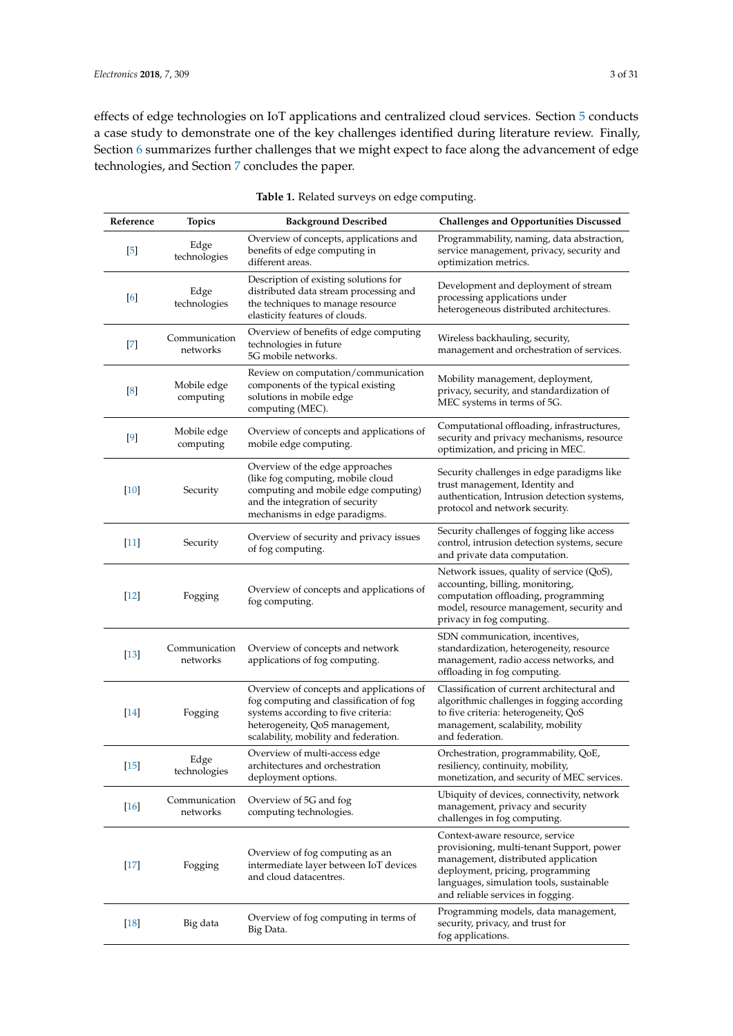effects of edge technologies on IoT applications and centralized cloud services. Section 5 conducts a case study to demonstrate one of the key challenges identified during literature review. Finally, Section 6 summarizes further challenges that we might expect to face along the advancement of edge technologies, and Section 7 concludes the paper.

**Table 1.** Related surveys on edge computing.

| Reference | Topics | Background Described | Challenges and Opportunities Discussed |
|---|---|---|---|
| [5] | Edge technologies | Overview of concepts, applications and benefits of edge computing in different areas. | Programmability, naming, data abstraction, service management, privacy, security and optimization metrics. |
| [6] | Edge technologies | Description of existing solutions for distributed data stream processing and the techniques to manage resource elasticity features of clouds. | Development and deployment of stream processing applications under heterogeneous distributed architectures. |
| [7] | Communication networks | Overview of benefits of edge computing technologies in future 5G mobile networks. | Wireless backhauling, security, management and orchestration of services. |
| [8] | Mobile edge computing | Review on computation/communication components of the typical existing solutions in mobile edge computing (MEC). | Mobility management, deployment, privacy, security, and standardization of MEC systems in terms of 5G. |
| [9] | Mobile edge computing | Overview of concepts and applications of mobile edge computing. | Computational offloading, infrastructures, security and privacy mechanisms, resource optimization, and pricing in MEC. |
| [10] | Security | Overview of the edge approaches (like fog computing, mobile cloud computing and mobile edge computing) and the integration of security mechanisms in edge paradigms. | Security challenges in edge paradigms like trust management, Identity and authentication, Intrusion detection systems, protocol and network security. |
| [11] | Security | Overview of security and privacy issues of fog computing. | Security challenges of fogging like access control, intrusion detection systems, secure and private data computation. |
| [12] | Fogging | Overview of concepts and applications of fog computing. | Network issues, quality of service (QoS), accounting, billing, monitoring, computation offloading, programming model, resource management, security and privacy in fog computing. |
| [13] | Communication networks | Overview of concepts and network applications of fog computing. | SDN communication, incentives, standardization, heterogeneity, resource management, radio access networks, and offloading in fog computing. |
| [14] | Fogging | Overview of concepts and applications of fog computing and classification of fog systems according to five criteria: heterogeneity, QoS management, scalability, mobility and federation. | Classification of current architectural and algorithmic challenges in fogging according to five criteria: heterogeneity, QoS management, scalability, mobility and federation. |
| [15] | Edge technologies | Overview of multi-access edge architectures and orchestration deployment options. | Orchestration, programmability, QoE, resiliency, continuity, mobility, monetization, and security of MEC services. |
| [16] | Communication networks | Overview of 5G and fog computing technologies. | Ubiquity of devices, connectivity, network management, privacy and security challenges in fog computing. |
| [17] | Fogging | Overview of fog computing as an intermediate layer between IoT devices and cloud datacentres. | Context-aware resource, service provisioning, multi-tenant Support, power management, distributed application deployment, pricing, programming languages, simulation tools, sustainable and reliable services in fogging. |
| [18] | Big data | Overview of fog computing in terms of Big Data. | Programming models, data management, security, privacy, and trust for fog applications. |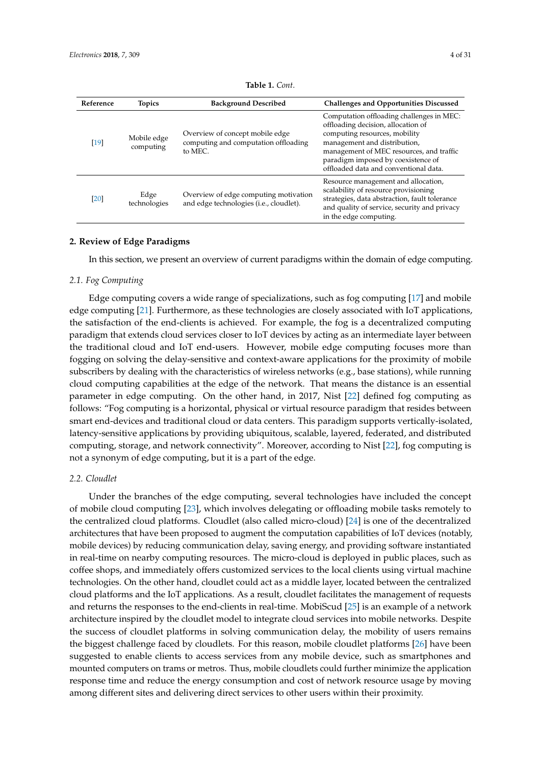**Table 1.** *Cont.*

| Reference | Topics | Background Described | Challenges and Opportunities Discussed |
|---|---|---|---|
| [19] | Mobile edge computing | Overview of concept mobile edge computing and computation offloading to MEC. | Computation offloading challenges in MEC: offloading decision, allocation of computing resources, mobility management and distribution, management of MEC resources, and traffic paradigm imposed by coexistence of offloaded data and conventional data. |
| [20] | Edge technologies | Overview of edge computing motivation and edge technologies (i.e., cloudlet). | Resource management and allocation, scalability of resource provisioning strategies, data abstraction, fault tolerance and quality of service, security and privacy in the edge computing. |

## 2. Review of Edge Paradigms

In this section, we present an overview of current paradigms within the domain of edge computing.

### *2.1. Fog Computing*

Edge computing covers a wide range of specializations, such as fog computing [17] and mobile edge computing [21]. Furthermore, as these technologies are closely associated with IoT applications, the satisfaction of the end-clients is achieved. For example, the fog is a decentralized computing paradigm that extends cloud services closer to IoT devices by acting as an intermediate layer between the traditional cloud and IoT end-users. However, mobile edge computing focuses more than fogging on solving the delay-sensitive and context-aware applications for the proximity of mobile subscribers by dealing with the characteristics of wireless networks (e.g., base stations), while running cloud computing capabilities at the edge of the network. That means the distance is an essential parameter in edge computing. On the other hand, in 2017, Nist [22] defined fog computing as follows: "Fog computing is a horizontal, physical or virtual resource paradigm that resides between smart end-devices and traditional cloud or data centers. This paradigm supports vertically-isolated, latency-sensitive applications by providing ubiquitous, scalable, layered, federated, and distributed computing, storage, and network connectivity". Moreover, according to Nist [22], fog computing is not a synonym of edge computing, but it is a part of the edge.

### *2.2. Cloudlet*

Under the branches of the edge computing, several technologies have included the concept of mobile cloud computing [23], which involves delegating or offloading mobile tasks remotely to the centralized cloud platforms. Cloudlet (also called micro-cloud) [24] is one of the decentralized architectures that have been proposed to augment the computation capabilities of IoT devices (notably, mobile devices) by reducing communication delay, saving energy, and providing software instantiated in real-time on nearby computing resources. The micro-cloud is deployed in public places, such as coffee shops, and immediately offers customized services to the local clients using virtual machine technologies. On the other hand, cloudlet could act as a middle layer, located between the centralized cloud platforms and the IoT applications. As a result, cloudlet facilitates the management of requests and returns the responses to the end-clients in real-time. MobiScud [25] is an example of a network architecture inspired by the cloudlet model to integrate cloud services into mobile networks. Despite the success of cloudlet platforms in solving communication delay, the mobility of users remains the biggest challenge faced by cloudlets. For this reason, mobile cloudlet platforms [26] have been suggested to enable clients to access services from any mobile device, such as smartphones and mounted computers on trams or metros. Thus, mobile cloudlets could further minimize the application response time and reduce the energy consumption and cost of network resource usage by moving among different sites and delivering direct services to other users within their proximity.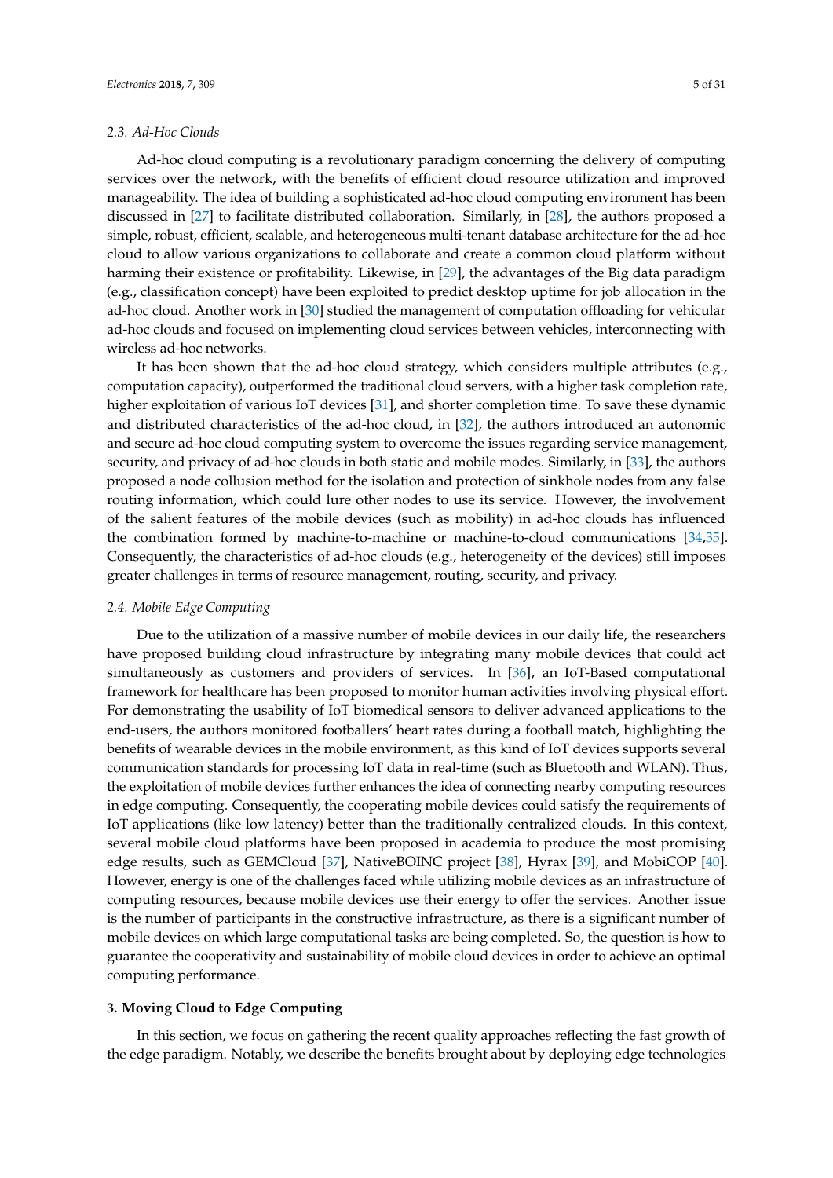### 2.3. Ad-Hoc Clouds

Ad-hoc cloud computing is a revolutionary paradigm concerning the delivery of computing services over the network, with the benefits of efficient cloud resource utilization and improved manageability. The idea of building a sophisticated ad-hoc cloud computing environment has been discussed in [27] to facilitate distributed collaboration. Similarly, in [28], the authors proposed a simple, robust, efficient, scalable, and heterogeneous multi-tenant database architecture for the ad-hoc cloud to allow various organizations to collaborate and create a common cloud platform without harming their existence or profitability. Likewise, in [29], the advantages of the Big data paradigm (e.g., classification concept) have been exploited to predict desktop uptime for job allocation in the ad-hoc cloud. Another work in [30] studied the management of computation offloading for vehicular ad-hoc clouds and focused on implementing cloud services between vehicles, interconnecting with wireless ad-hoc networks.

It has been shown that the ad-hoc cloud strategy, which considers multiple attributes (e.g., computation capacity), outperformed the traditional cloud servers, with a higher task completion rate, higher exploitation of various IoT devices [31], and shorter completion time. To save these dynamic and distributed characteristics of the ad-hoc cloud, in [32], the authors introduced an autonomic and secure ad-hoc cloud computing system to overcome the issues regarding service management, security, and privacy of ad-hoc clouds in both static and mobile modes. Similarly, in [33], the authors proposed a node collusion method for the isolation and protection of sinkhole nodes from any false routing information, which could lure other nodes to use its service. However, the involvement of the salient features of the mobile devices (such as mobility) in ad-hoc clouds has influenced the combination formed by machine-to-machine or machine-to-cloud communications [34,35]. Consequently, the characteristics of ad-hoc clouds (e.g., heterogeneity of the devices) still imposes greater challenges in terms of resource management, routing, security, and privacy.

### 2.4. Mobile Edge Computing

Due to the utilization of a massive number of mobile devices in our daily life, the researchers have proposed building cloud infrastructure by integrating many mobile devices that could act simultaneously as customers and providers of services. In [36], an IoT-Based computational framework for healthcare has been proposed to monitor human activities involving physical effort. For demonstrating the usability of IoT biomedical sensors to deliver advanced applications to the end-users, the authors monitored footballers' heart rates during a football match, highlighting the benefits of wearable devices in the mobile environment, as this kind of IoT devices supports several communication standards for processing IoT data in real-time (such as Bluetooth and WLAN). Thus, the exploitation of mobile devices further enhances the idea of connecting nearby computing resources in edge computing. Consequently, the cooperating mobile devices could satisfy the requirements of IoT applications (like low latency) better than the traditionally centralized clouds. In this context, several mobile cloud platforms have been proposed in academia to produce the most promising edge results, such as GEMCloud [37], NativeBOINC project [38], Hyrax [39], and MobiCOP [40]. However, energy is one of the challenges faced while utilizing mobile devices as an infrastructure of computing resources, because mobile devices use their energy to offer the services. Another issue is the number of participants in the constructive infrastructure, as there is a significant number of mobile devices on which large computational tasks are being completed. So, the question is how to guarantee the cooperativity and sustainability of mobile cloud devices in order to achieve an optimal computing performance.

## 3. Moving Cloud to Edge Computing

In this section, we focus on gathering the recent quality approaches reflecting the fast growth of the edge paradigm. Notably, we describe the benefits brought about by deploying edge technologies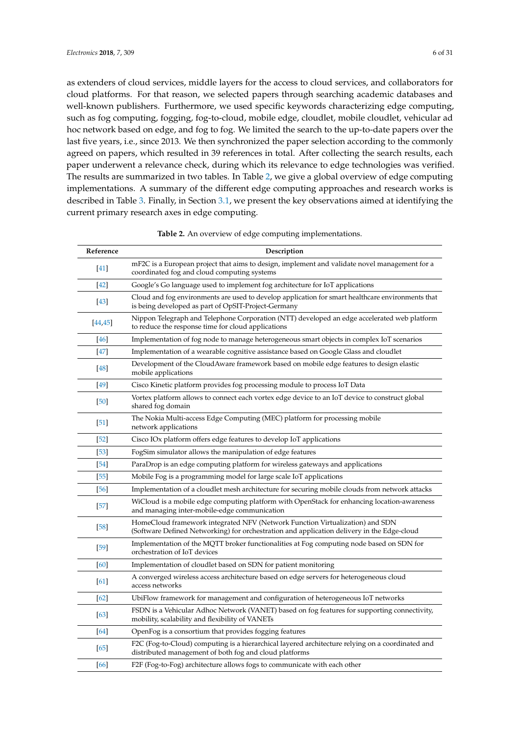as extenders of cloud services, middle layers for the access to cloud services, and collaborators for cloud platforms. For that reason, we selected papers through searching academic databases and well-known publishers. Furthermore, we used specific keywords characterizing edge computing, such as fog computing, fogging, fog-to-cloud, mobile edge, cloudlet, mobile cloudlet, vehicular ad hoc network based on edge, and fog to fog. We limited the search to the up-to-date papers over the last five years, i.e., since 2013. We then synchronized the paper selection according to the commonly agreed on papers, which resulted in 39 references in total. After collecting the search results, each paper underwent a relevance check, during which its relevance to edge technologies was verified. The results are summarized in two tables. In Table 2, we give a global overview of edge computing implementations. A summary of the different edge computing approaches and research works is described in Table 3. Finally, in Section 3.1, we present the key observations aimed at identifying the current primary research axes in edge computing.

**Table 2.** An overview of edge computing implementations.

| Reference | Description |
|---|---|
| [41] | mF2C is a European project that aims to design, implement and validate novel management for a coordinated fog and cloud computing systems |
| [42] | Google's Go language used to implement fog architecture for IoT applications |
| [43] | Cloud and fog environments are used to develop application for smart healthcare environments that is being developed as part of OpSIT-Project-Germany |
| [44,45] | Nippon Telegraph and Telephone Corporation (NTT) developed an edge accelerated web platform to reduce the response time for cloud applications |
| [46] | Implementation of fog node to manage heterogeneous smart objects in complex IoT scenarios |
| [47] | Implementation of a wearable cognitive assistance based on Google Glass and cloudlet |
| [48] | Development of the CloudAware framework based on mobile edge features to design elastic mobile applications |
| [49] | Cisco Kinetic platform provides fog processing module to process IoT Data |
| [50] | Vortex platform allows to connect each vortex edge device to an IoT device to construct global shared fog domain |
| [51] | The Nokia Multi-access Edge Computing (MEC) platform for processing mobile network applications |
| [52] | Cisco IOx platform offers edge features to develop IoT applications |
| [53] | FogSim simulator allows the manipulation of edge features |
| [54] | ParaDrop is an edge computing platform for wireless gateways and applications |
| [55] | Mobile Fog is a programming model for large scale IoT applications |
| [56] | Implementation of a cloudlet mesh architecture for securing mobile clouds from network attacks |
| [57] | WiCloud is a mobile edge computing platform with OpenStack for enhancing location-awareness and managing inter-mobile-edge communication |
| [58] | HomeCloud framework integrated NFV (Network Function Virtualization) and SDN (Software Defined Networking) for orchestration and application delivery in the Edge-cloud |
| [59] | Implementation of the MQTT broker functionalities at Fog computing node based on SDN for orchestration of IoT devices |
| [60] | Implementation of cloudlet based on SDN for patient monitoring |
| [61] | A converged wireless access architecture based on edge servers for heterogeneous cloud access networks |
| [62] | UbiFlow framework for management and configuration of heterogeneous IoT networks |
| [63] | FSDN is a Vehicular Adhoc Network (VANET) based on fog features for supporting connectivity, mobility, scalability and flexibility of VANETs |
| [64] | OpenFog is a consortium that provides fogging features |
| [65] | F2C (Fog-to-Cloud) computing is a hierarchical layered architecture relying on a coordinated and distributed management of both fog and cloud platforms |
| [66] | F2F (Fog-to-Fog) architecture allows fogs to communicate with each other |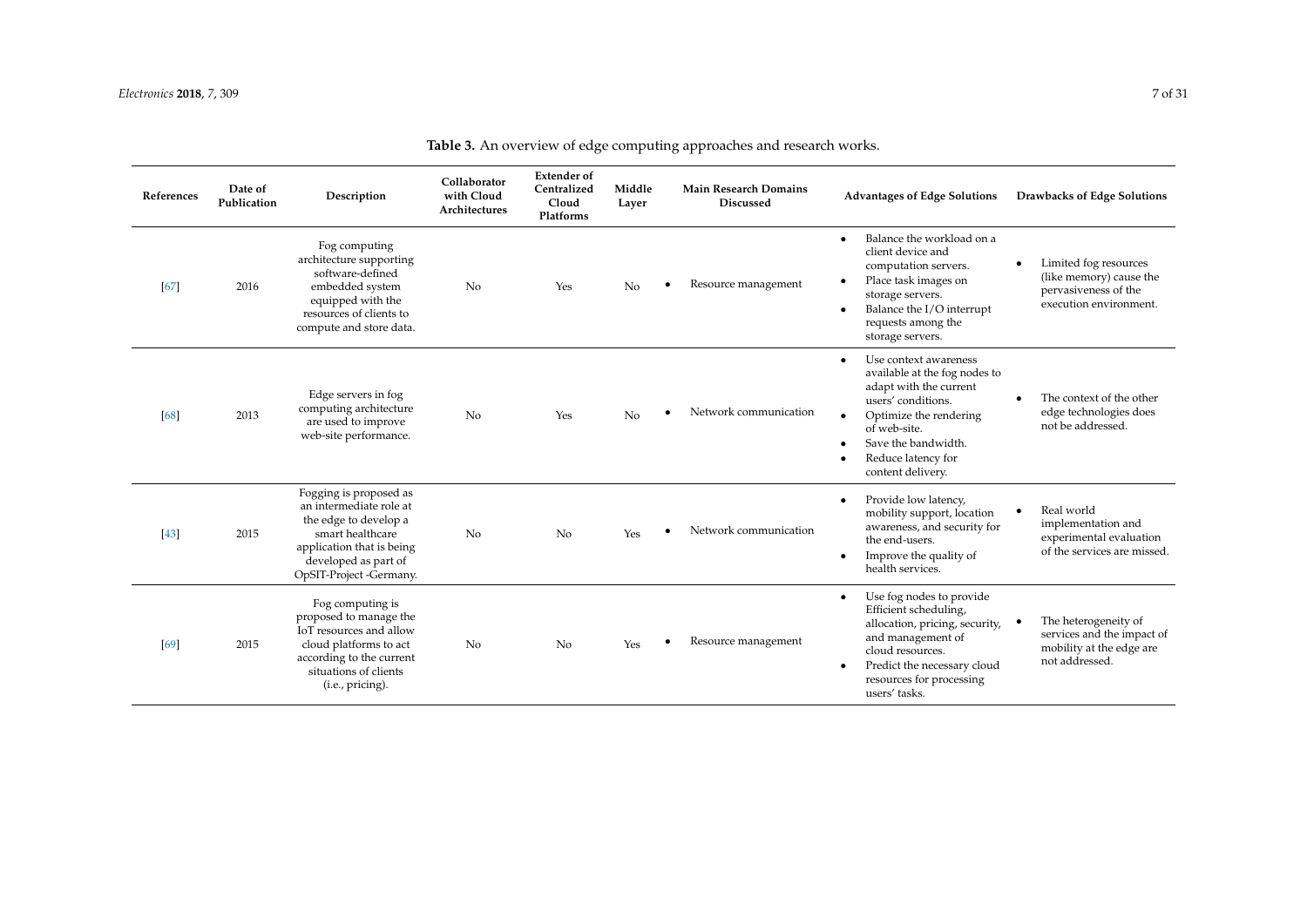**Table 3.** An overview of edge computing approaches and research works.

| References | Date of Publication | Description | Collaborator with Cloud Architectures | Extender of Centralized Cloud Platforms | Middle Layer | Main Research Domains Discussed | Advantages of Edge Solutions | Drawbacks of Edge Solutions |
|---|---|---|---|---|---|---|---|---|
| [67] | 2016 | Fog computing architecture supporting software-defined embedded system equipped with the resources of clients to compute and store data. | No | Yes | No | • Resource management | • Balance the workload on a client device and computation servers. • Place task images on storage servers. • Balance the I/O interrupt requests among the storage servers. | • Limited fog resources (like memory) cause the pervasiveness of the execution environment. |
| [68] | 2013 | Edge servers in fog computing architecture are used to improve web-site performance. | No | Yes | No | • Network communication | • Use context awareness available at the fog nodes to adapt with the current users' conditions. • Optimize the rendering of web-site. • Save the bandwidth. • Reduce latency for content delivery. | • The context of the other edge technologies does not be addressed. |
| [43] | 2015 | Fogging is proposed as an intermediate role at the edge to develop a smart healthcare application that is being developed as part of OpSIT-Project -Germany. | No | No | Yes | • Network communication | • Provide low latency, mobility support, location awareness, and security for the end-users. • Improve the quality of health services. | • Real world implementation and experimental evaluation of the services are missed. |
| [69] | 2015 | Fog computing is proposed to manage the IoT resources and allow cloud platforms to act according to the current situations of clients (i.e., pricing). | No | No | Yes | • Resource management | • Use fog nodes to provide Efficient scheduling, allocation, pricing, security, and management of cloud resources. • Predict the necessary cloud resources for processing users' tasks. | • The heterogeneity of services and the impact of mobility at the edge are not addressed. |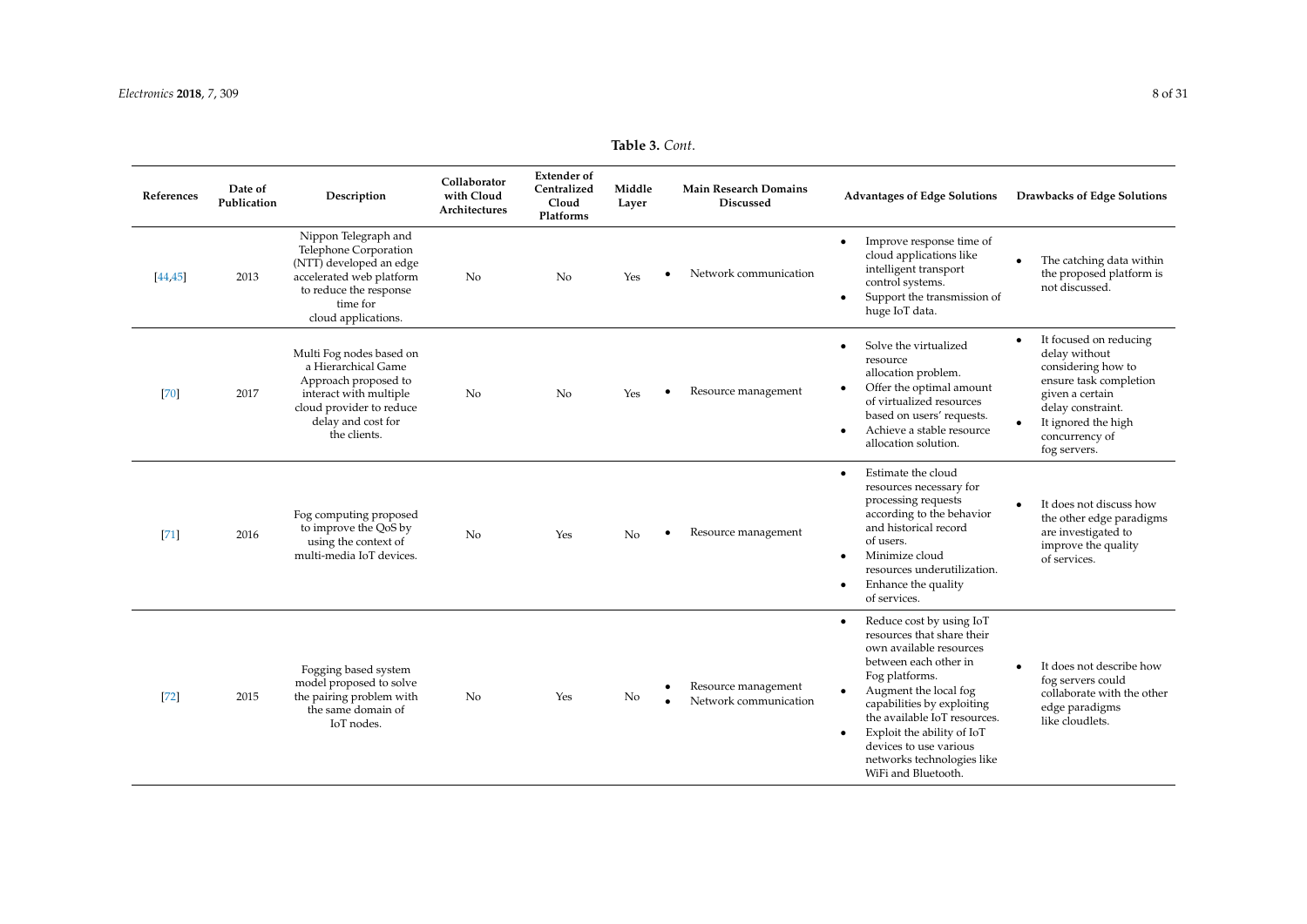**Table 3.** *Cont.*

| References | Date of Publication | Description | Collaborator with Cloud Architectures | Extender of Centralized Cloud Platforms | Middle Layer | Main Research Domains Discussed | Advantages of Edge Solutions | Drawbacks of Edge Solutions |
|---|---|---|---|---|---|---|---|---|
| [44,45] | 2013 | Nippon Telegraph and Telephone Corporation (NTT) developed an edge accelerated web platform to reduce the response time for cloud applications. | No | No | Yes | • Network communication | • Improve response time of cloud applications like intelligent transport control systems. • Support the transmission of huge IoT data. | • The catching data within the proposed platform is not discussed. |
| [70] | 2017 | Multi Fog nodes based on a Hierarchical Game Approach proposed to interact with multiple cloud provider to reduce delay and cost for the clients. | No | No | Yes | • Resource management | • Solve the virtualized resource allocation problem. • Offer the optimal amount of virtualized resources based on users' requests. • Achieve a stable resource allocation solution. | • It focused on reducing delay without considering how to ensure task completion given a certain delay constraint. • It ignored the high concurrency of fog servers. |
| [71] | 2016 | Fog computing proposed to improve the QoS by using the context of multi-media IoT devices. | No | Yes | No | • Resource management | • Estimate the cloud resources necessary for processing requests according to the behavior and historical record of users. • Minimize cloud resources underutilization. • Enhance the quality of services. | • It does not discuss how the other edge paradigms are investigated to improve the quality of services. |
| [72] | 2015 | Fogging based system model proposed to solve the pairing problem with the same domain of IoT nodes. | No | Yes | No | • Resource management • Network communication | • Reduce cost by using IoT resources that share their own available resources between each other in Fog platforms. • Augment the local fog capabilities by exploiting the available IoT resources. • Exploit the ability of IoT devices to use various networks technologies like WiFi and Bluetooth. | • It does not describe how fog servers could collaborate with the other edge paradigms like cloudlets. |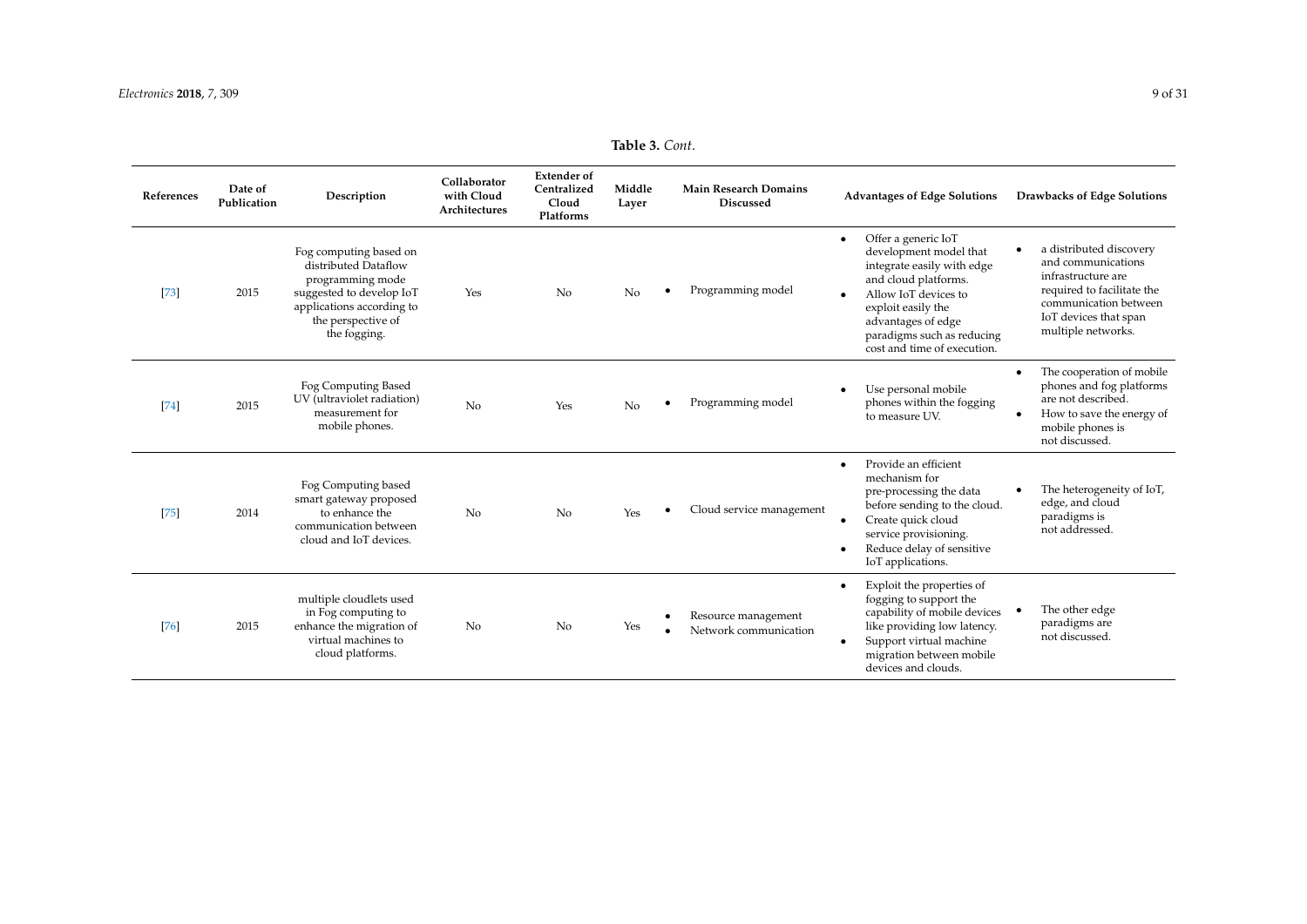**Table 3.** *Cont.*

| References | Date of Publication | Description | Collaborator with Cloud Architectures | Extender of Centralized Cloud Platforms | Middle Layer | Main Research Domains Discussed | Advantages of Edge Solutions | Drawbacks of Edge Solutions |
|---|---|---|---|---|---|---|---|---|
| [73] | 2015 | Fog computing based on distributed Dataflow programming mode suggested to develop IoT applications according to the perspective of the fogging. | Yes | No | No | • Programming model | • Offer a generic IoT development model that integrate easily with edge and cloud platforms. • Allow IoT devices to exploit easily the advantages of edge paradigms such as reducing cost and time of execution. | • a distributed discovery and communications infrastructure are required to facilitate the communication between IoT devices that span multiple networks. |
| [74] | 2015 | Fog Computing Based UV (ultraviolet radiation) measurement for mobile phones. | No | Yes | No | • Programming model | • Use personal mobile phones within the fogging to measure UV. | • The cooperation of mobile phones and fog platforms are not described. • How to save the energy of mobile phones is not discussed. |
| [75] | 2014 | Fog Computing based smart gateway proposed to enhance the communication between cloud and IoT devices. | No | No | Yes | • Cloud service management | • Provide an efficient mechanism for pre-processing the data before sending to the cloud. • Create quick cloud service provisioning. • Reduce delay of sensitive IoT applications. | • The heterogeneity of IoT, edge, and cloud paradigms is not addressed. |
| [76] | 2015 | multiple cloudlets used in Fog computing to enhance the migration of virtual machines to cloud platforms. | No | No | Yes | • Resource management • Network communication | • Exploit the properties of fogging to support the capability of mobile devices like providing low latency. • Support virtual machine migration between mobile devices and clouds. | • The other edge paradigms are not discussed. |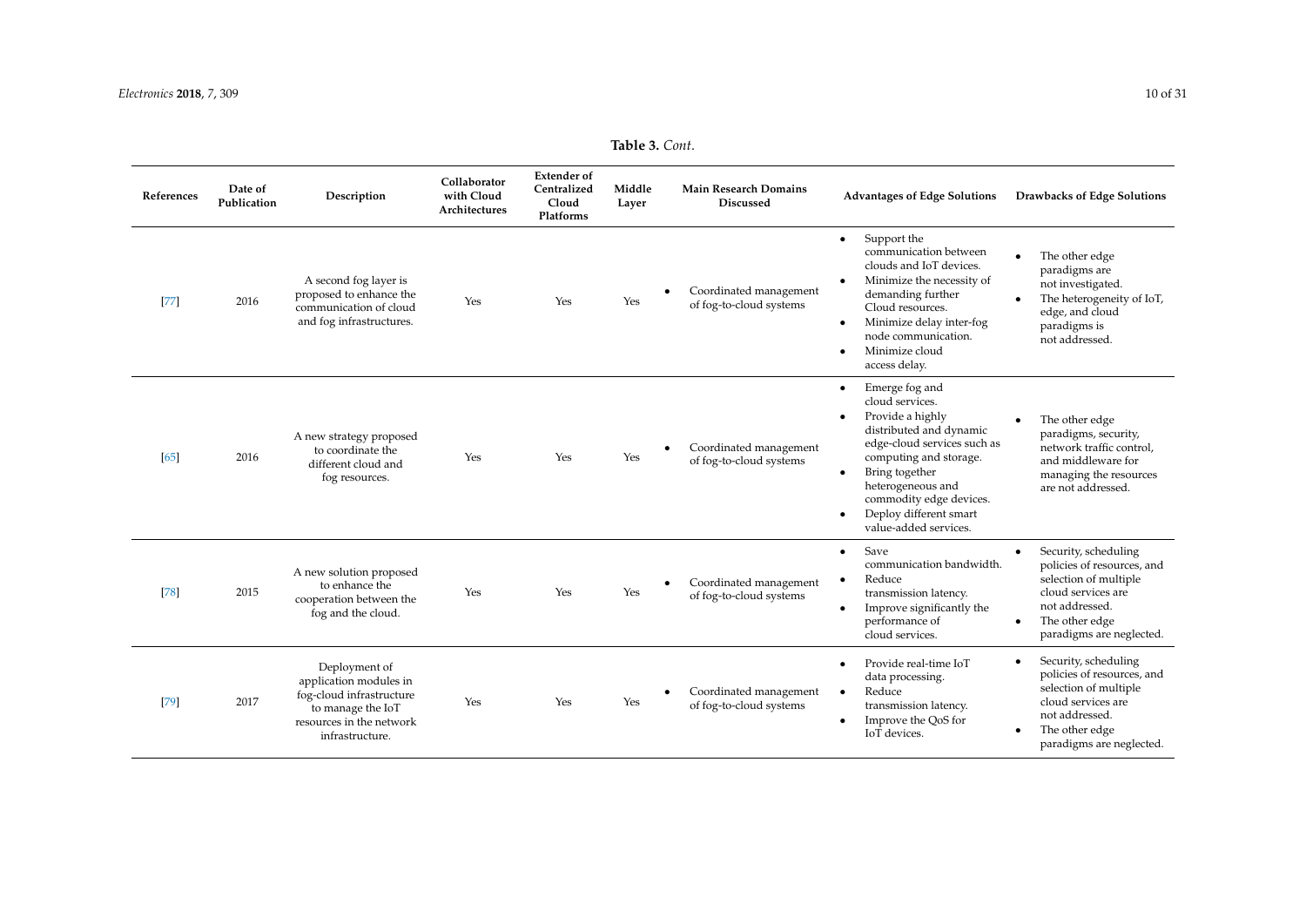**Table 3.** *Cont.*

| References | Date of Publication | Description | Collaborator with Cloud Architectures | Extender of Centralized Cloud Platforms | Middle Layer | Main Research Domains Discussed | Advantages of Edge Solutions | Drawbacks of Edge Solutions |
|---|---|---|---|---|---|---|---|---|
| [77] | 2016 | A second fog layer is proposed to enhance the communication of cloud and fog infrastructures. | Yes | Yes | Yes | • Coordinated management of fog-to-cloud systems | • Support the communication between clouds and IoT devices. • Minimize the necessity of demanding further Cloud resources. • Minimize delay inter-fog node communication. • Minimize cloud access delay. | • The other edge paradigms are not investigated. • The heterogeneity of IoT, edge, and cloud paradigms is not addressed. |
| [65] | 2016 | A new strategy proposed to coordinate the different cloud and fog resources. | Yes | Yes | Yes | • Coordinated management of fog-to-cloud systems | • Emerge fog and cloud services. • Provide a highly distributed and dynamic edge-cloud services such as computing and storage. • Bring together heterogeneous and commodity edge devices. • Deploy different smart value-added services. | • The other edge paradigms, security, network traffic control, and middleware for managing the resources are not addressed. |
| [78] | 2015 | A new solution proposed to enhance the cooperation between the fog and the cloud. | Yes | Yes | Yes | • Coordinated management of fog-to-cloud systems | • Save communication bandwidth. • Reduce transmission latency. • Improve significantly the performance of cloud services. | • Security, scheduling policies of resources, and selection of multiple cloud services are not addressed. • The other edge paradigms are neglected. |
| [79] | 2017 | Deployment of application modules in fog-cloud infrastructure to manage the IoT resources in the network infrastructure. | Yes | Yes | Yes | • Coordinated management of fog-to-cloud systems | • Provide real-time IoT data processing. • Reduce transmission latency. • Improve the QoS for IoT devices. | • Security, scheduling policies of resources, and selection of multiple cloud services are not addressed. • The other edge paradigms are neglected. |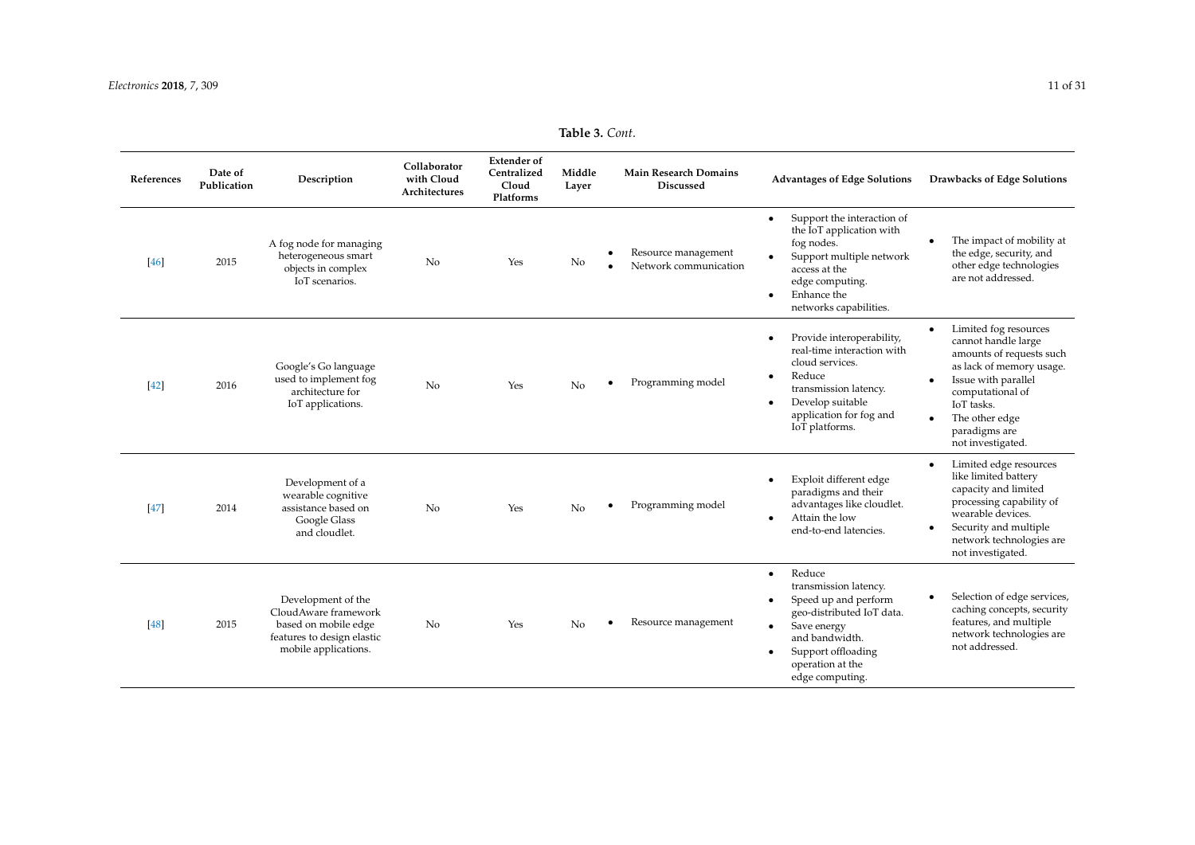**Table 3.** *Cont.*

| References | Date of Publication | Description | Collaborator with Cloud Architectures | Extender of Centralized Cloud Platforms | Middle Layer | Main Research Domains Discussed | Advantages of Edge Solutions | Drawbacks of Edge Solutions |
|---|---|---|---|---|---|---|---|---|
| [46] | 2015 | A fog node for managing heterogeneous smart objects in complex IoT scenarios. | No | Yes | No | • Resource management<br>• Network communication | • Support the interaction of the IoT application with fog nodes.<br>• Support multiple network access at the edge computing.<br>• Enhance the networks capabilities. | • The impact of mobility at the edge, security, and other edge technologies are not addressed. |
| [42] | 2016 | Google's Go language used to implement fog architecture for IoT applications. | No | Yes | No | • Programming model | • Provide interoperability, real-time interaction with cloud services.<br>• Reduce transmission latency.<br>• Develop suitable application for fog and IoT platforms. | • Limited fog resources cannot handle large amounts of requests such as lack of memory usage.<br>• Issue with parallel computational of IoT tasks.<br>• The other edge paradigms are not investigated. |
| [47] | 2014 | Development of a wearable cognitive assistance based on Google Glass and cloudlet. | No | Yes | No | • Programming model | • Exploit different edge paradigms and their advantages like cloudlet.<br>• Attain the low end-to-end latencies. | • Limited edge resources like limited battery capacity and limited processing capability of wearable devices.<br>• Security and multiple network technologies are not investigated. |
| [48] | 2015 | Development of the CloudAware framework based on mobile edge features to design elastic mobile applications. | No | Yes | No | • Resource management | • Reduce transmission latency.<br>• Speed up and perform geo-distributed IoT data.<br>• Save energy and bandwidth.<br>• Support offloading operation at the edge computing. | • Selection of edge services, caching concepts, security features, and multiple network technologies are not addressed. |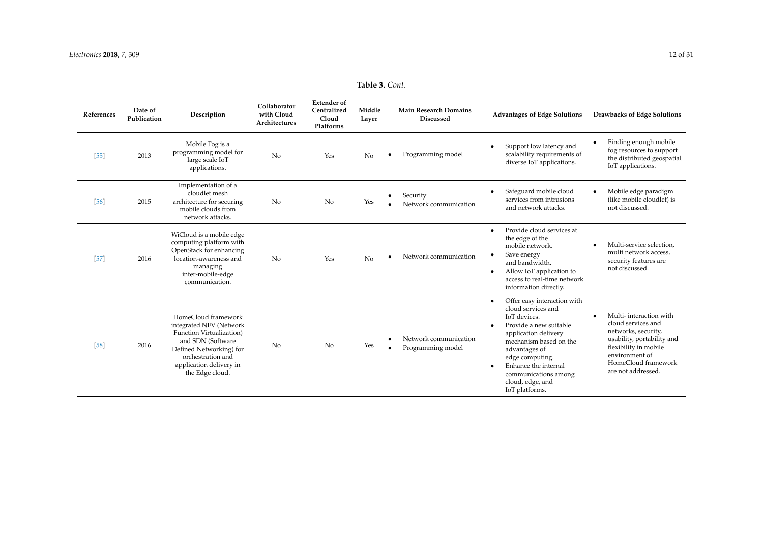**Table 3.** *Cont.*

| References | Date of Publication | Description | Collaborator with Cloud Architectures | Extender of Centralized Cloud Platforms | Middle Layer | Main Research Domains Discussed | Advantages of Edge Solutions | Drawbacks of Edge Solutions |
|---|---|---|---|---|---|---|---|---|
| [55] | 2013 | Mobile Fog is a programming model for large scale IoT applications. | No | Yes | No | • Programming model | • Support low latency and scalability requirements of diverse IoT applications. | • Finding enough mobile fog resources to support the distributed geospatial IoT applications. |
| [56] | 2015 | Implementation of a cloudlet mesh architecture for securing mobile clouds from network attacks. | No | No | Yes | • Security<br>• Network communication | • Safeguard mobile cloud services from intrusions and network attacks. | • Mobile edge paradigm (like mobile cloudlet) is not discussed. |
| [57] | 2016 | WiCloud is a mobile edge computing platform with OpenStack for enhancing location-awareness and managing inter-mobile-edge communication. | No | Yes | No | • Network communication | • Provide cloud services at the edge of the mobile network.<br>• Save energy and bandwidth.<br>• Allow IoT application to access to real-time network information directly. | • Multi-service selection, multi network access, security features are not discussed. |
| [58] | 2016 | HomeCloud framework integrated NFV (Network Function Virtualization) and SDN (Software Defined Networking) for orchestration and application delivery in the Edge cloud. | No | No | Yes | • Network communication<br>• Programming model | • Offer easy interaction with cloud services and IoT devices.<br>• Provide a new suitable application delivery mechanism based on the advantages of edge computing.<br>• Enhance the internal communications among cloud, edge, and IoT platforms. | • Multi- interaction with cloud services and networks, security, usability, portability and flexibility in mobile environment of HomeCloud framework are not addressed. |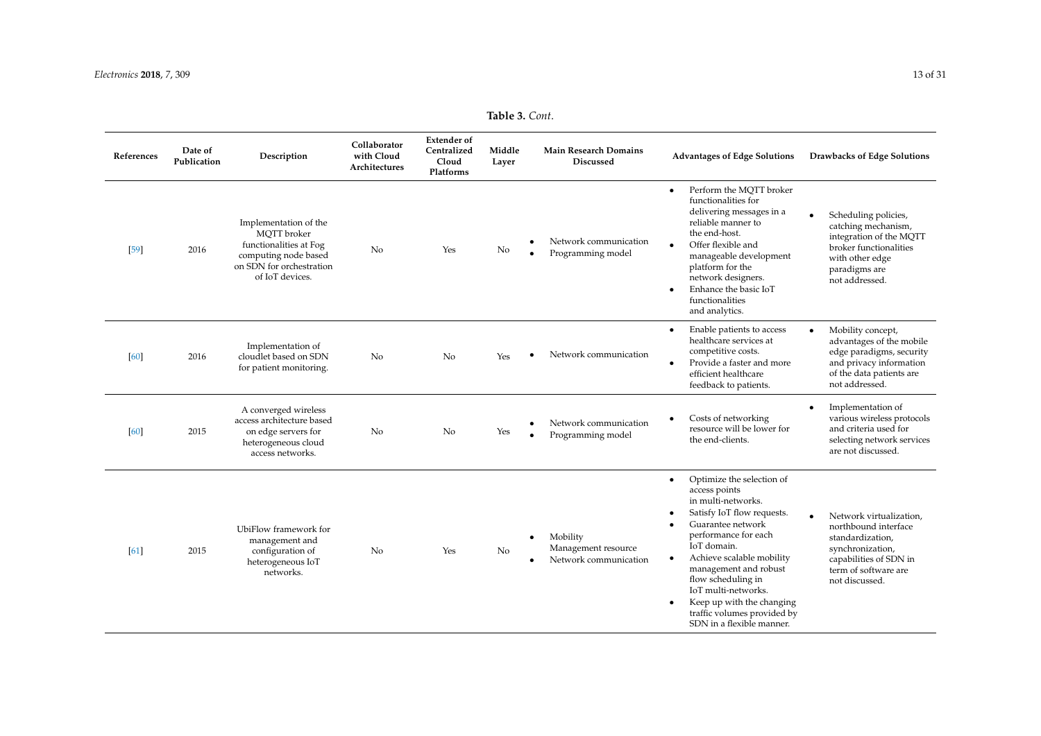**Table 3.** *Cont.*

| References | Date of Publication | Description | Collaborator with Cloud Architectures | Extender of Centralized Cloud Platforms | Middle Layer | Main Research Domains Discussed | Advantages of Edge Solutions | Drawbacks of Edge Solutions |
|---|---|---|---|---|---|---|---|---|
| [59] | 2016 | Implementation of the MQTT broker functionalities at Fog computing node based on SDN for orchestration of IoT devices. | No | Yes | No | • Network communication <br> • Programming model | • Perform the MQTT broker functionalities for delivering messages in a reliable manner to the end-host. <br> • Offer flexible and manageable development platform for the network designers. <br> • Enhance the basic IoT functionalities and analytics. | • Scheduling policies, catching mechanism, integration of the MQTT broker functionalities with other edge paradigms are not addressed. |
| [60] | 2016 | Implementation of cloudlet based on SDN for patient monitoring. | No | No | Yes | • Network communication | • Enable patients to access healthcare services at competitive costs. <br> • Provide a faster and more efficient healthcare feedback to patients. | • Mobility concept, advantages of the mobile edge paradigms, security and privacy information of the data patients are not addressed. |
| [60] | 2015 | A converged wireless access architecture based on edge servers for heterogeneous cloud access networks. | No | No | Yes | • Network communication <br> • Programming model | • Costs of networking resource will be lower for the end-clients. | • Implementation of various wireless protocols and criteria used for selecting network services are not discussed. |
| [61] | 2015 | UbiFlow framework for management and configuration of heterogeneous IoT networks. | No | Yes | No | • Mobility Management resource <br> • Network communication | • Optimize the selection of access points in multi-networks. <br> • Satisfy IoT flow requests. <br> • Guarantee network performance for each IoT domain. <br> • Achieve scalable mobility management and robust flow scheduling in IoT multi-networks. <br> • Keep up with the changing traffic volumes provided by SDN in a flexible manner. | • Network virtualization, northbound interface standardization, synchronization, capabilities of SDN in term of software are not discussed. |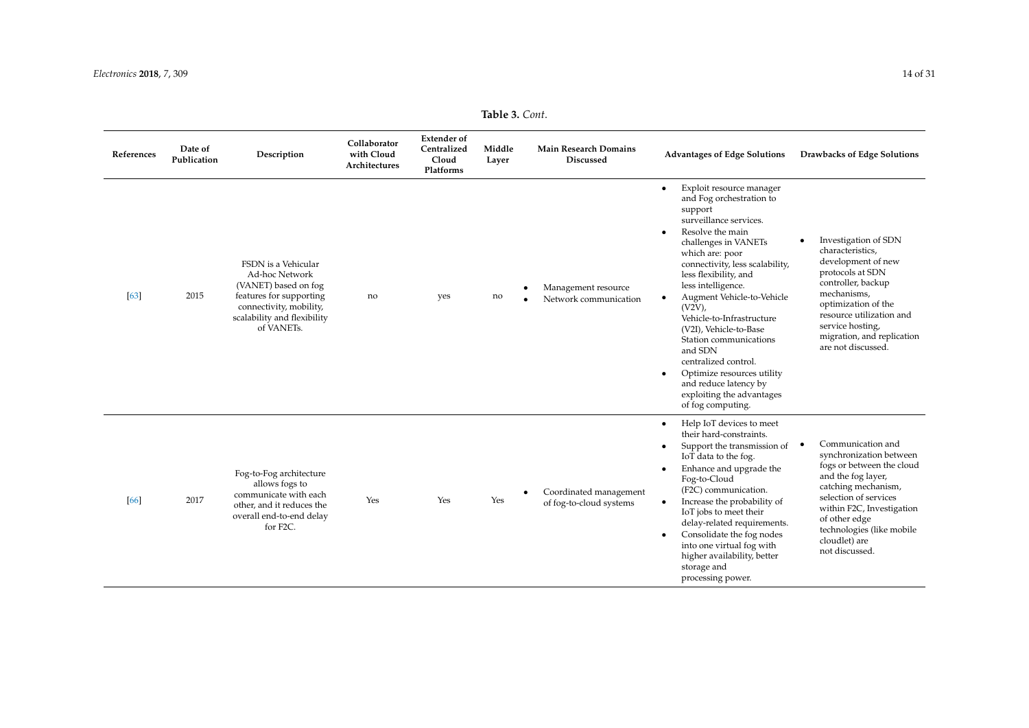**Table 3.** *Cont.*

| References | Date of Publication | Description | Collaborator with Cloud Architectures | Extender of Centralized Cloud Platforms | Middle Layer | Main Research Domains Discussed | Advantages of Edge Solutions | Drawbacks of Edge Solutions |
|---|---|---|---|---|---|---|---|---|
| [63] | 2015 | FSDN is a Vehicular Ad-hoc Network (VANET) based on fog features for supporting connectivity, mobility, scalability and flexibility of VANETs. | no | yes | no | • Management resource<br>• Network communication | • Exploit resource manager and Fog orchestration to support surveillance services.<br>• Resolve the main challenges in VANETs which are: poor connectivity, less scalability, less flexibility, and less intelligence.<br>• Augment Vehicle-to-Vehicle (V2V), Vehicle-to-Infrastructure (V2I), Vehicle-to-Base Station communications and SDN centralized control.<br>• Optimize resources utility and reduce latency by exploiting the advantages of fog computing. | • Investigation of SDN characteristics, development of new protocols at SDN controller, backup mechanisms, optimization of the resource utilization and service hosting, migration, and replication are not discussed. |
| [66] | 2017 | Fog-to-Fog architecture allows fogs to communicate with each other, and it reduces the overall end-to-end delay for F2C. | Yes | Yes | Yes | • Coordinated management of fog-to-cloud systems | • Help IoT devices to meet their hard-constraints.<br>• Support the transmission of IoT data to the fog.<br>• Enhance and upgrade the Fog-to-Cloud (F2C) communication.<br>• Increase the probability of IoT jobs to meet their delay-related requirements.<br>• Consolidate the fog nodes into one virtual fog with higher availability, better storage and processing power. | • Communication and synchronization between fogs or between the cloud and the fog layer, catching mechanism, selection of services within F2C, Investigation of other edge technologies (like mobile cloudlet) are not discussed. |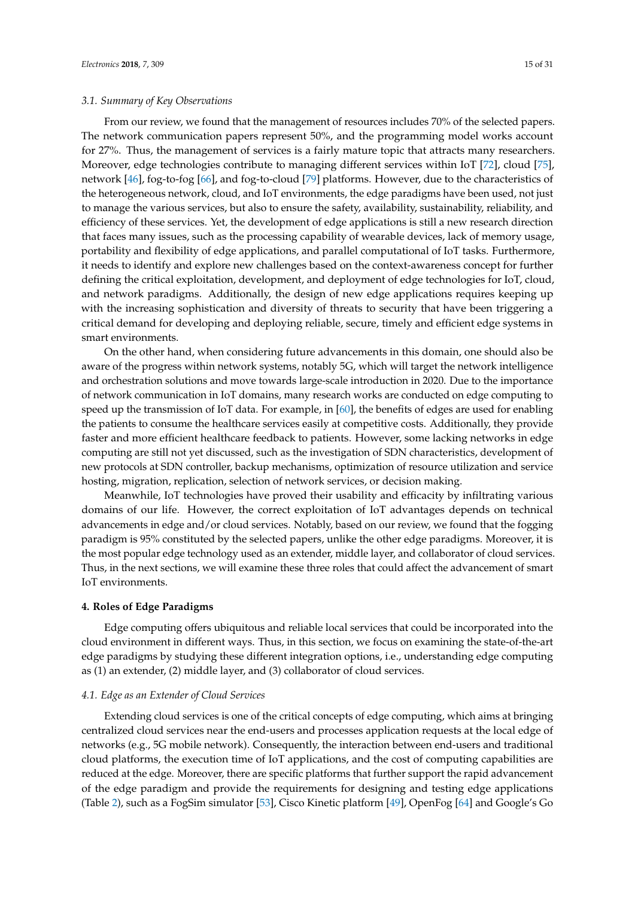### 3.1. Summary of Key Observations

From our review, we found that the management of resources includes 70% of the selected papers. The network communication papers represent 50%, and the programming model works account for 27%. Thus, the management of services is a fairly mature topic that attracts many researchers. Moreover, edge technologies contribute to managing different services within IoT [72], cloud [75], network [46], fog-to-fog [66], and fog-to-cloud [79] platforms. However, due to the characteristics of the heterogeneous network, cloud, and IoT environments, the edge paradigms have been used, not just to manage the various services, but also to ensure the safety, availability, sustainability, reliability, and efficiency of these services. Yet, the development of edge applications is still a new research direction that faces many issues, such as the processing capability of wearable devices, lack of memory usage, portability and flexibility of edge applications, and parallel computational of IoT tasks. Furthermore, it needs to identify and explore new challenges based on the context-awareness concept for further defining the critical exploitation, development, and deployment of edge technologies for IoT, cloud, and network paradigms. Additionally, the design of new edge applications requires keeping up with the increasing sophistication and diversity of threats to security that have been triggering a critical demand for developing and deploying reliable, secure, timely and efficient edge systems in smart environments.

On the other hand, when considering future advancements in this domain, one should also be aware of the progress within network systems, notably 5G, which will target the network intelligence and orchestration solutions and move towards large-scale introduction in 2020. Due to the importance of network communication in IoT domains, many research works are conducted on edge computing to speed up the transmission of IoT data. For example, in [60], the benefits of edges are used for enabling the patients to consume the healthcare services easily at competitive costs. Additionally, they provide faster and more efficient healthcare feedback to patients. However, some lacking networks in edge computing are still not yet discussed, such as the investigation of SDN characteristics, development of new protocols at SDN controller, backup mechanisms, optimization of resource utilization and service hosting, migration, replication, selection of network services, or decision making.

Meanwhile, IoT technologies have proved their usability and efficacity by infiltrating various domains of our life. However, the correct exploitation of IoT advantages depends on technical advancements in edge and/or cloud services. Notably, based on our review, we found that the fogging paradigm is 95% constituted by the selected papers, unlike the other edge paradigms. Moreover, it is the most popular edge technology used as an extender, middle layer, and collaborator of cloud services. Thus, in the next sections, we will examine these three roles that could affect the advancement of smart IoT environments.

## 4. Roles of Edge Paradigms

Edge computing offers ubiquitous and reliable local services that could be incorporated into the cloud environment in different ways. Thus, in this section, we focus on examining the state-of-the-art edge paradigms by studying these different integration options, i.e., understanding edge computing as (1) an extender, (2) middle layer, and (3) collaborator of cloud services.

### 4.1. Edge as an Extender of Cloud Services

Extending cloud services is one of the critical concepts of edge computing, which aims at bringing centralized cloud services near the end-users and processes application requests at the local edge of networks (e.g., 5G mobile network). Consequently, the interaction between end-users and traditional cloud platforms, the execution time of IoT applications, and the cost of computing capabilities are reduced at the edge. Moreover, there are specific platforms that further support the rapid advancement of the edge paradigm and provide the requirements for designing and testing edge applications (Table 2), such as a FogSim simulator [53], Cisco Kinetic platform [49], OpenFog [64] and Google's Go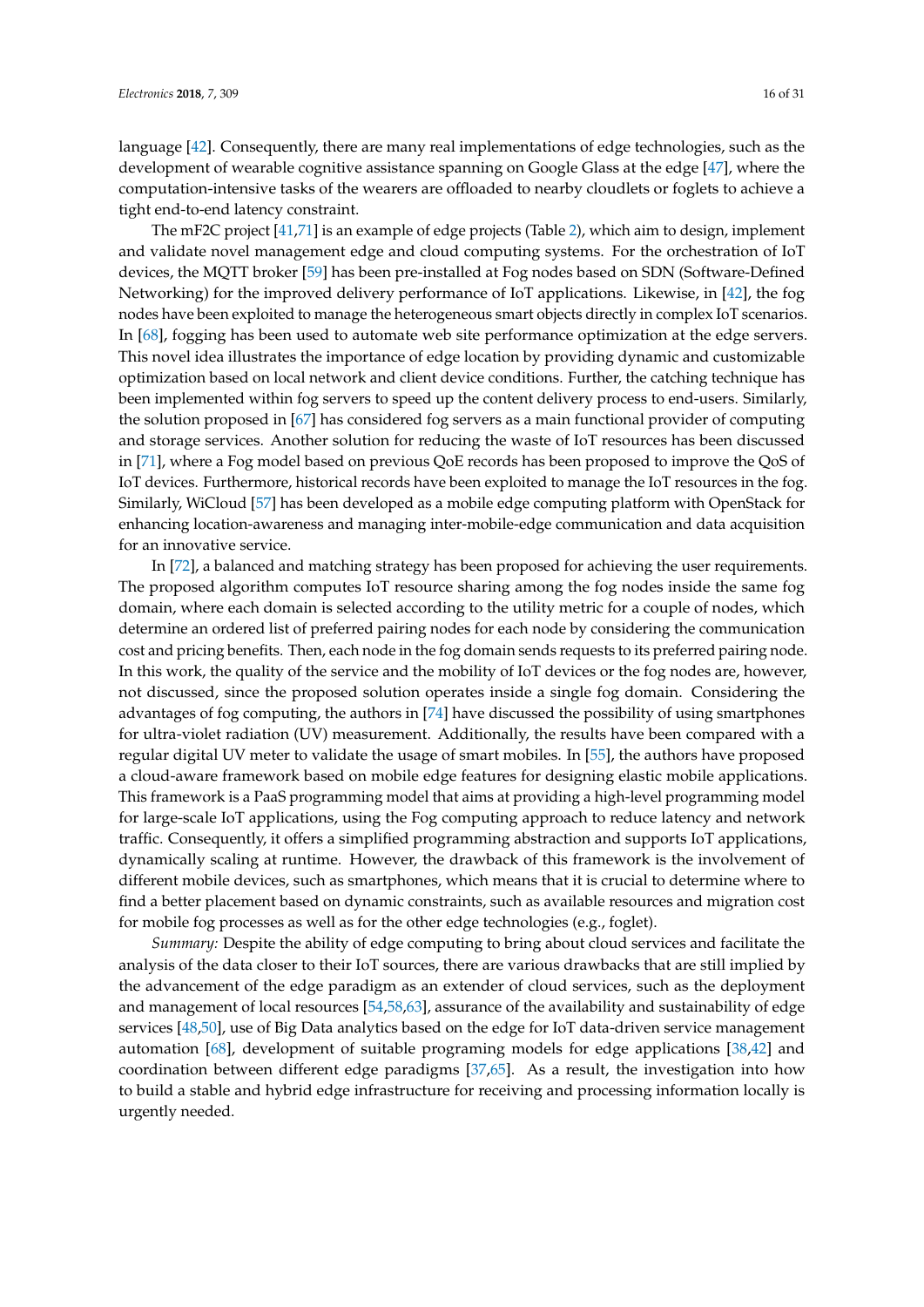language [42]. Consequently, there are many real implementations of edge technologies, such as the development of wearable cognitive assistance spanning on Google Glass at the edge [47], where the computation-intensive tasks of the wearers are offloaded to nearby cloudlets or foglets to achieve a tight end-to-end latency constraint.

The mF2C project [41,71] is an example of edge projects (Table 2), which aim to design, implement and validate novel management edge and cloud computing systems. For the orchestration of IoT devices, the MQTT broker [59] has been pre-installed at Fog nodes based on SDN (Software-Defined Networking) for the improved delivery performance of IoT applications. Likewise, in [42], the fog nodes have been exploited to manage the heterogeneous smart objects directly in complex IoT scenarios. In [68], fogging has been used to automate web site performance optimization at the edge servers. This novel idea illustrates the importance of edge location by providing dynamic and customizable optimization based on local network and client device conditions. Further, the catching technique has been implemented within fog servers to speed up the content delivery process to end-users. Similarly, the solution proposed in [67] has considered fog servers as a main functional provider of computing and storage services. Another solution for reducing the waste of IoT resources has been discussed in [71], where a Fog model based on previous QoE records has been proposed to improve the QoS of IoT devices. Furthermore, historical records have been exploited to manage the IoT resources in the fog. Similarly, WiCloud [57] has been developed as a mobile edge computing platform with OpenStack for enhancing location-awareness and managing inter-mobile-edge communication and data acquisition for an innovative service.

In [72], a balanced and matching strategy has been proposed for achieving the user requirements. The proposed algorithm computes IoT resource sharing among the fog nodes inside the same fog domain, where each domain is selected according to the utility metric for a couple of nodes, which determine an ordered list of preferred pairing nodes for each node by considering the communication cost and pricing benefits. Then, each node in the fog domain sends requests to its preferred pairing node. In this work, the quality of the service and the mobility of IoT devices or the fog nodes are, however, not discussed, since the proposed solution operates inside a single fog domain. Considering the advantages of fog computing, the authors in [74] have discussed the possibility of using smartphones for ultra-violet radiation (UV) measurement. Additionally, the results have been compared with a regular digital UV meter to validate the usage of smart mobiles. In [55], the authors have proposed a cloud-aware framework based on mobile edge features for designing elastic mobile applications. This framework is a PaaS programming model that aims at providing a high-level programming model for large-scale IoT applications, using the Fog computing approach to reduce latency and network traffic. Consequently, it offers a simplified programming abstraction and supports IoT applications, dynamically scaling at runtime. However, the drawback of this framework is the involvement of different mobile devices, such as smartphones, which means that it is crucial to determine where to find a better placement based on dynamic constraints, such as available resources and migration cost for mobile fog processes as well as for the other edge technologies (e.g., foglet).

*Summary:* Despite the ability of edge computing to bring about cloud services and facilitate the analysis of the data closer to their IoT sources, there are various drawbacks that are still implied by the advancement of the edge paradigm as an extender of cloud services, such as the deployment and management of local resources [54,58,63], assurance of the availability and sustainability of edge services [48,50], use of Big Data analytics based on the edge for IoT data-driven service management automation [68], development of suitable programing models for edge applications [38,42] and coordination between different edge paradigms [37,65]. As a result, the investigation into how to build a stable and hybrid edge infrastructure for receiving and processing information locally is urgently needed.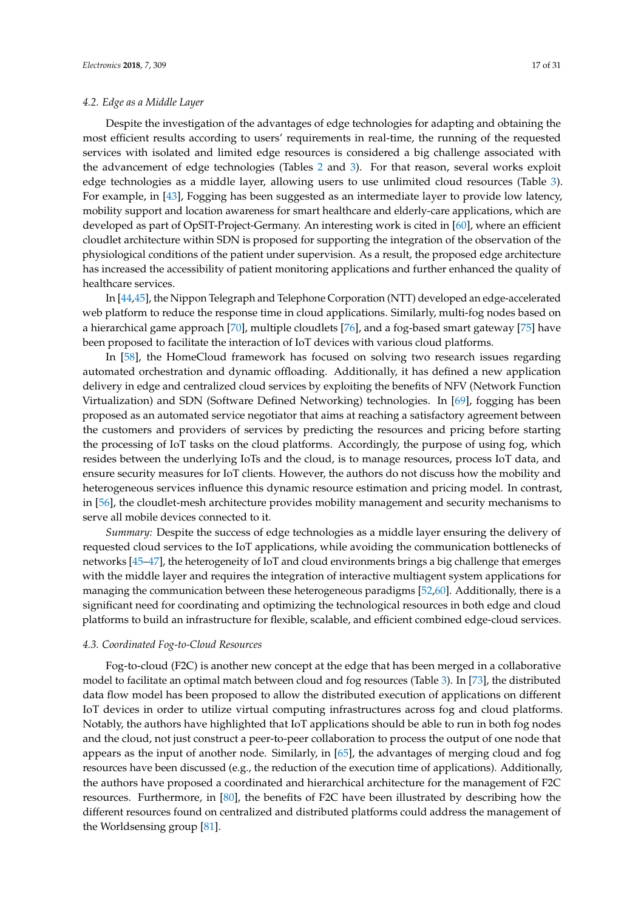### 4.2. Edge as a Middle Layer

Despite the investigation of the advantages of edge technologies for adapting and obtaining the most efficient results according to users' requirements in real-time, the running of the requested services with isolated and limited edge resources is considered a big challenge associated with the advancement of edge technologies (Tables 2 and 3). For that reason, several works exploit edge technologies as a middle layer, allowing users to use unlimited cloud resources (Table 3). For example, in [43], Fogging has been suggested as an intermediate layer to provide low latency, mobility support and location awareness for smart healthcare and elderly-care applications, which are developed as part of OpSIT-Project-Germany. An interesting work is cited in [60], where an efficient cloudlet architecture within SDN is proposed for supporting the integration of the observation of the physiological conditions of the patient under supervision. As a result, the proposed edge architecture has increased the accessibility of patient monitoring applications and further enhanced the quality of healthcare services.

In [44,45], the Nippon Telegraph and Telephone Corporation (NTT) developed an edge-accelerated web platform to reduce the response time in cloud applications. Similarly, multi-fog nodes based on a hierarchical game approach [70], multiple cloudlets [76], and a fog-based smart gateway [75] have been proposed to facilitate the interaction of IoT devices with various cloud platforms.

In [58], the HomeCloud framework has focused on solving two research issues regarding automated orchestration and dynamic offloading. Additionally, it has defined a new application delivery in edge and centralized cloud services by exploiting the benefits of NFV (Network Function Virtualization) and SDN (Software Defined Networking) technologies. In [69], fogging has been proposed as an automated service negotiator that aims at reaching a satisfactory agreement between the customers and providers of services by predicting the resources and pricing before starting the processing of IoT tasks on the cloud platforms. Accordingly, the purpose of using fog, which resides between the underlying IoTs and the cloud, is to manage resources, process IoT data, and ensure security measures for IoT clients. However, the authors do not discuss how the mobility and heterogeneous services influence this dynamic resource estimation and pricing model. In contrast, in [56], the cloudlet-mesh architecture provides mobility management and security mechanisms to serve all mobile devices connected to it.

*Summary:* Despite the success of edge technologies as a middle layer ensuring the delivery of requested cloud services to the IoT applications, while avoiding the communication bottlenecks of networks [45–47], the heterogeneity of IoT and cloud environments brings a big challenge that emerges with the middle layer and requires the integration of interactive multiagent system applications for managing the communication between these heterogeneous paradigms [52,60]. Additionally, there is a significant need for coordinating and optimizing the technological resources in both edge and cloud platforms to build an infrastructure for flexible, scalable, and efficient combined edge-cloud services.

### 4.3. Coordinated Fog-to-Cloud Resources

Fog-to-cloud (F2C) is another new concept at the edge that has been merged in a collaborative model to facilitate an optimal match between cloud and fog resources (Table 3). In [73], the distributed data flow model has been proposed to allow the distributed execution of applications on different IoT devices in order to utilize virtual computing infrastructures across fog and cloud platforms. Notably, the authors have highlighted that IoT applications should be able to run in both fog nodes and the cloud, not just construct a peer-to-peer collaboration to process the output of one node that appears as the input of another node. Similarly, in [65], the advantages of merging cloud and fog resources have been discussed (e.g., the reduction of the execution time of applications). Additionally, the authors have proposed a coordinated and hierarchical architecture for the management of F2C resources. Furthermore, in [80], the benefits of F2C have been illustrated by describing how the different resources found on centralized and distributed platforms could address the management of the Worldsensing group [81].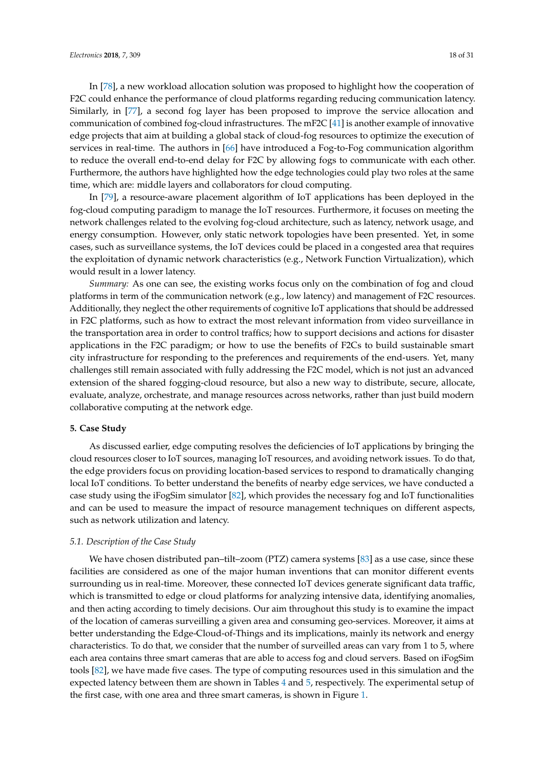In [78], a new workload allocation solution was proposed to highlight how the cooperation of F2C could enhance the performance of cloud platforms regarding reducing communication latency. Similarly, in [77], a second fog layer has been proposed to improve the service allocation and communication of combined fog-cloud infrastructures. The mF2C [41] is another example of innovative edge projects that aim at building a global stack of cloud-fog resources to optimize the execution of services in real-time. The authors in [66] have introduced a Fog-to-Fog communication algorithm to reduce the overall end-to-end delay for F2C by allowing fogs to communicate with each other. Furthermore, the authors have highlighted how the edge technologies could play two roles at the same time, which are: middle layers and collaborators for cloud computing.

In [79], a resource-aware placement algorithm of IoT applications has been deployed in the fog-cloud computing paradigm to manage the IoT resources. Furthermore, it focuses on meeting the network challenges related to the evolving fog-cloud architecture, such as latency, network usage, and energy consumption. However, only static network topologies have been presented. Yet, in some cases, such as surveillance systems, the IoT devices could be placed in a congested area that requires the exploitation of dynamic network characteristics (e.g., Network Function Virtualization), which would result in a lower latency.

*Summary:* As one can see, the existing works focus only on the combination of fog and cloud platforms in term of the communication network (e.g., low latency) and management of F2C resources. Additionally, they neglect the other requirements of cognitive IoT applications that should be addressed in F2C platforms, such as how to extract the most relevant information from video surveillance in the transportation area in order to control traffics; how to support decisions and actions for disaster applications in the F2C paradigm; or how to use the benefits of F2Cs to build sustainable smart city infrastructure for responding to the preferences and requirements of the end-users. Yet, many challenges still remain associated with fully addressing the F2C model, which is not just an advanced extension of the shared fogging-cloud resource, but also a new way to distribute, secure, allocate, evaluate, analyze, orchestrate, and manage resources across networks, rather than just build modern collaborative computing at the network edge.

## 5. Case Study

As discussed earlier, edge computing resolves the deficiencies of IoT applications by bringing the cloud resources closer to IoT sources, managing IoT resources, and avoiding network issues. To do that, the edge providers focus on providing location-based services to respond to dramatically changing local IoT conditions. To better understand the benefits of nearby edge services, we have conducted a case study using the iFogSim simulator [82], which provides the necessary fog and IoT functionalities and can be used to measure the impact of resource management techniques on different aspects, such as network utilization and latency.

### 5.1. Description of the Case Study

We have chosen distributed pan–tilt–zoom (PTZ) camera systems [83] as a use case, since these facilities are considered as one of the major human inventions that can monitor different events surrounding us in real-time. Moreover, these connected IoT devices generate significant data traffic, which is transmitted to edge or cloud platforms for analyzing intensive data, identifying anomalies, and then acting according to timely decisions. Our aim throughout this study is to examine the impact of the location of cameras surveilling a given area and consuming geo-services. Moreover, it aims at better understanding the Edge-Cloud-of-Things and its implications, mainly its network and energy characteristics. To do that, we consider that the number of surveilled areas can vary from 1 to 5, where each area contains three smart cameras that are able to access fog and cloud servers. Based on iFogSim tools [82], we have made five cases. The type of computing resources used in this simulation and the expected latency between them are shown in Tables 4 and 5, respectively. The experimental setup of the first case, with one area and three smart cameras, is shown in Figure 1.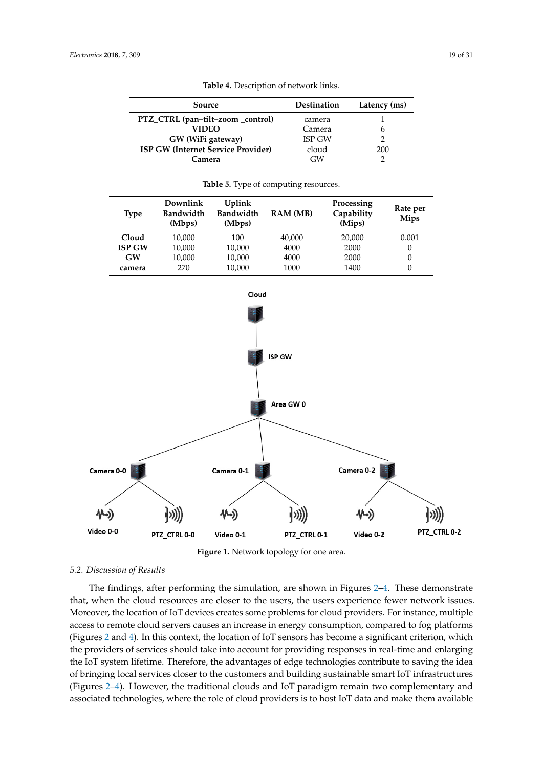**Table 4.** Description of network links.

| Source | Destination | Latency (ms) |
|---|---|---|
| **PTZ_CTRL (pan–tilt–zoom _control)** | camera | 1 |
| **VIDEO** | Camera | 6 |
| **GW (WiFi gateway)** | ISP GW | 2 |
| **ISP GW (Internet Service Provider)** | cloud | 200 |
| **Camera** | GW | 2 |

**Table 5.** Type of computing resources.

| Type | Downlink Bandwidth (Mbps) | Uplink Bandwidth (Mbps) | RAM (MB) | Processing Capability (Mips) | Rate per Mips |
|---|---|---|---|---|---|
| **Cloud** | 10,000 | 100 | 40,000 | 20,000 | 0.001 |
| **ISP GW** | 10,000 | 10,000 | 4000 | 2000 | 0 |
| **GW** | 10,000 | 10,000 | 4000 | 2000 | 0 |
| **camera** | 270 | 10,000 | 1000 | 1400 | 0 |

**Figure 1.** Network topology for one area.

### 5.2. Discussion of Results

The findings, after performing the simulation, are shown in Figures 2–4. These demonstrate that, when the cloud resources are closer to the users, the users experience fewer network issues. Moreover, the location of IoT devices creates some problems for cloud providers. For instance, multiple access to remote cloud servers causes an increase in energy consumption, compared to fog platforms (Figures 2 and 4). In this context, the location of IoT sensors has become a significant criterion, which the providers of services should take into account for providing responses in real-time and enlarging the IoT system lifetime. Therefore, the advantages of edge technologies contribute to saving the idea of bringing local services closer to the customers and building sustainable smart IoT infrastructures (Figures 2–4). However, the traditional clouds and IoT paradigm remain two complementary and associated technologies, where the role of cloud providers is to host IoT data and make them available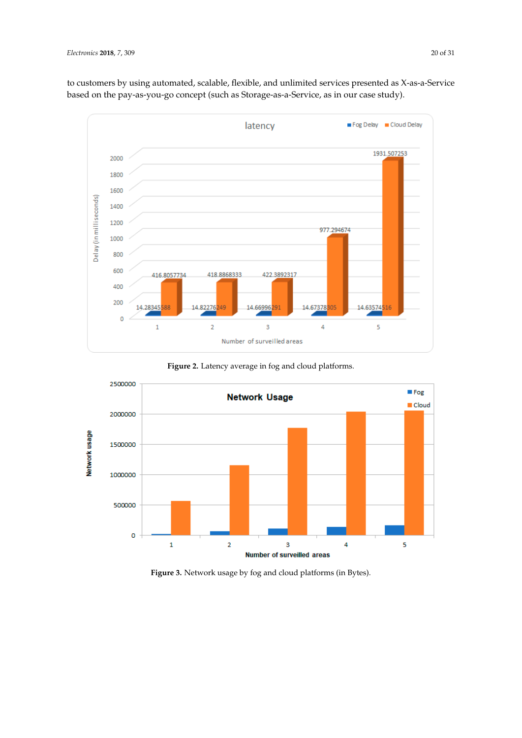to customers by using automated, scalable, flexible, and unlimited services presented as X-as-a-Service based on the pay-as-you-go concept (such as Storage-as-a-Service, as in our case study).

**Figure 2.** Latency average in fog and cloud platforms.

**Figure 3.** Network usage by fog and cloud platforms (in Bytes).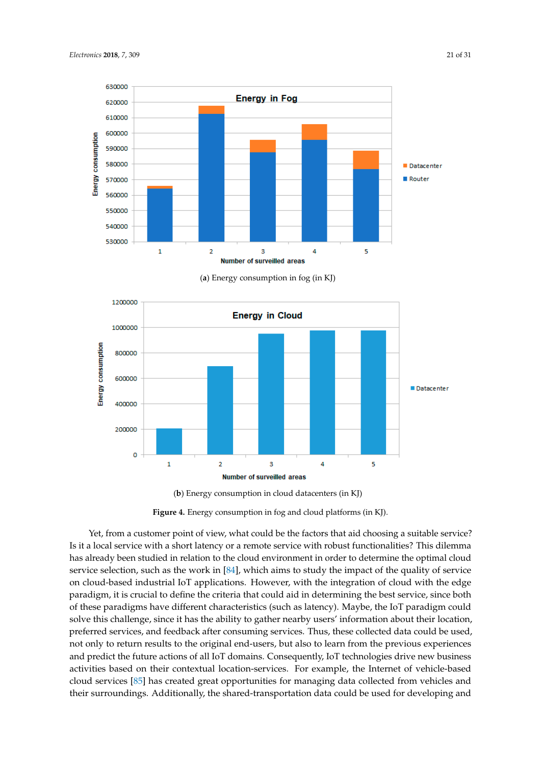(**a**) Energy consumption in fog (in KJ)

(**b**) Energy consumption in cloud datacenters (in KJ)

**Figure 4.** Energy consumption in fog and cloud platforms (in KJ).

Yet, from a customer point of view, what could be the factors that aid choosing a suitable service? Is it a local service with a short latency or a remote service with robust functionalities? This dilemma has already been studied in relation to the cloud environment in order to determine the optimal cloud service selection, such as the work in [84], which aims to study the impact of the quality of service on cloud-based industrial IoT applications. However, with the integration of cloud with the edge paradigm, it is crucial to define the criteria that could aid in determining the best service, since both of these paradigms have different characteristics (such as latency). Maybe, the IoT paradigm could solve this challenge, since it has the ability to gather nearby users' information about their location, preferred services, and feedback after consuming services. Thus, these collected data could be used, not only to return results to the original end-users, but also to learn from the previous experiences and predict the future actions of all IoT domains. Consequently, IoT technologies drive new business activities based on their contextual location-services. For example, the Internet of vehicle-based cloud services [85] has created great opportunities for managing data collected from vehicles and their surroundings. Additionally, the shared-transportation data could be used for developing and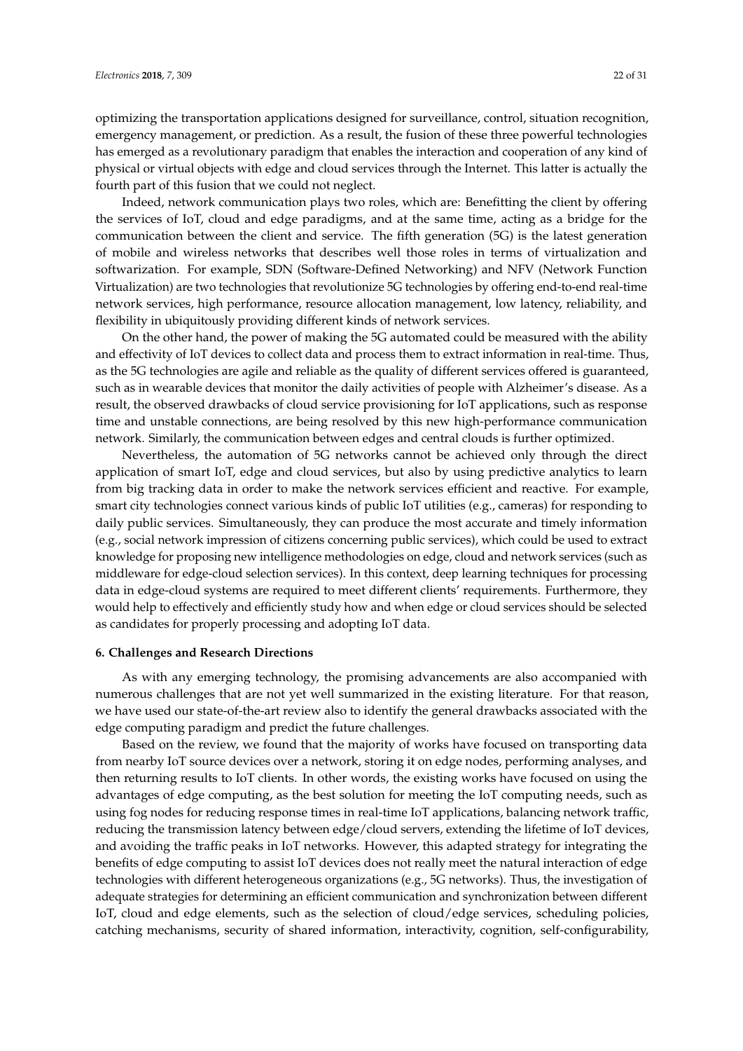optimizing the transportation applications designed for surveillance, control, situation recognition, emergency management, or prediction. As a result, the fusion of these three powerful technologies has emerged as a revolutionary paradigm that enables the interaction and cooperation of any kind of physical or virtual objects with edge and cloud services through the Internet. This latter is actually the fourth part of this fusion that we could not neglect.

Indeed, network communication plays two roles, which are: Benefitting the client by offering the services of IoT, cloud and edge paradigms, and at the same time, acting as a bridge for the communication between the client and service. The fifth generation (5G) is the latest generation of mobile and wireless networks that describes well those roles in terms of virtualization and softwarization. For example, SDN (Software-Defined Networking) and NFV (Network Function Virtualization) are two technologies that revolutionize 5G technologies by offering end-to-end real-time network services, high performance, resource allocation management, low latency, reliability, and flexibility in ubiquitously providing different kinds of network services.

On the other hand, the power of making the 5G automated could be measured with the ability and effectivity of IoT devices to collect data and process them to extract information in real-time. Thus, as the 5G technologies are agile and reliable as the quality of different services offered is guaranteed, such as in wearable devices that monitor the daily activities of people with Alzheimer's disease. As a result, the observed drawbacks of cloud service provisioning for IoT applications, such as response time and unstable connections, are being resolved by this new high-performance communication network. Similarly, the communication between edges and central clouds is further optimized.

Nevertheless, the automation of 5G networks cannot be achieved only through the direct application of smart IoT, edge and cloud services, but also by using predictive analytics to learn from big tracking data in order to make the network services efficient and reactive. For example, smart city technologies connect various kinds of public IoT utilities (e.g., cameras) for responding to daily public services. Simultaneously, they can produce the most accurate and timely information (e.g., social network impression of citizens concerning public services), which could be used to extract knowledge for proposing new intelligence methodologies on edge, cloud and network services (such as middleware for edge-cloud selection services). In this context, deep learning techniques for processing data in edge-cloud systems are required to meet different clients' requirements. Furthermore, they would help to effectively and efficiently study how and when edge or cloud services should be selected as candidates for properly processing and adopting IoT data.

## 6. Challenges and Research Directions

As with any emerging technology, the promising advancements are also accompanied with numerous challenges that are not yet well summarized in the existing literature. For that reason, we have used our state-of-the-art review also to identify the general drawbacks associated with the edge computing paradigm and predict the future challenges.

Based on the review, we found that the majority of works have focused on transporting data from nearby IoT source devices over a network, storing it on edge nodes, performing analyses, and then returning results to IoT clients. In other words, the existing works have focused on using the advantages of edge computing, as the best solution for meeting the IoT computing needs, such as using fog nodes for reducing response times in real-time IoT applications, balancing network traffic, reducing the transmission latency between edge/cloud servers, extending the lifetime of IoT devices, and avoiding the traffic peaks in IoT networks. However, this adapted strategy for integrating the benefits of edge computing to assist IoT devices does not really meet the natural interaction of edge technologies with different heterogeneous organizations (e.g., 5G networks). Thus, the investigation of adequate strategies for determining an efficient communication and synchronization between different IoT, cloud and edge elements, such as the selection of cloud/edge services, scheduling policies, catching mechanisms, security of shared information, interactivity, cognition, self-configurability,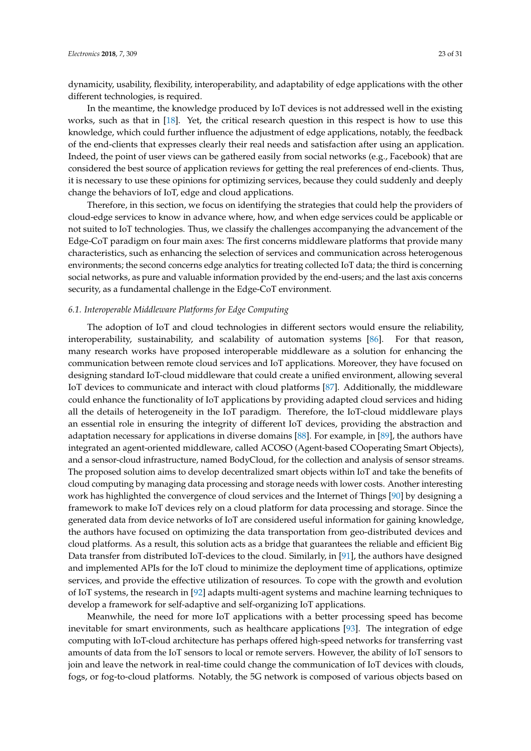dynamicity, usability, flexibility, interoperability, and adaptability of edge applications with the other different technologies, is required.

In the meantime, the knowledge produced by IoT devices is not addressed well in the existing works, such as that in [18]. Yet, the critical research question in this respect is how to use this knowledge, which could further influence the adjustment of edge applications, notably, the feedback of the end-clients that expresses clearly their real needs and satisfaction after using an application. Indeed, the point of user views can be gathered easily from social networks (e.g., Facebook) that are considered the best source of application reviews for getting the real preferences of end-clients. Thus, it is necessary to use these opinions for optimizing services, because they could suddenly and deeply change the behaviors of IoT, edge and cloud applications.

Therefore, in this section, we focus on identifying the strategies that could help the providers of cloud-edge services to know in advance where, how, and when edge services could be applicable or not suited to IoT technologies. Thus, we classify the challenges accompanying the advancement of the Edge-CoT paradigm on four main axes: The first concerns middleware platforms that provide many characteristics, such as enhancing the selection of services and communication across heterogenous environments; the second concerns edge analytics for treating collected IoT data; the third is concerning social networks, as pure and valuable information provided by the end-users; and the last axis concerns security, as a fundamental challenge in the Edge-CoT environment.

### *6.1. Interoperable Middleware Platforms for Edge Computing*

The adoption of IoT and cloud technologies in different sectors would ensure the reliability, interoperability, sustainability, and scalability of automation systems [86]. For that reason, many research works have proposed interoperable middleware as a solution for enhancing the communication between remote cloud services and IoT applications. Moreover, they have focused on designing standard IoT-cloud middleware that could create a unified environment, allowing several IoT devices to communicate and interact with cloud platforms [87]. Additionally, the middleware could enhance the functionality of IoT applications by providing adapted cloud services and hiding all the details of heterogeneity in the IoT paradigm. Therefore, the IoT-cloud middleware plays an essential role in ensuring the integrity of different IoT devices, providing the abstraction and adaptation necessary for applications in diverse domains [88]. For example, in [89], the authors have integrated an agent-oriented middleware, called ACOSO (Agent-based COoperating Smart Objects), and a sensor-cloud infrastructure, named BodyCloud, for the collection and analysis of sensor streams. The proposed solution aims to develop decentralized smart objects within IoT and take the benefits of cloud computing by managing data processing and storage needs with lower costs. Another interesting work has highlighted the convergence of cloud services and the Internet of Things [90] by designing a framework to make IoT devices rely on a cloud platform for data processing and storage. Since the generated data from device networks of IoT are considered useful information for gaining knowledge, the authors have focused on optimizing the data transportation from geo-distributed devices and cloud platforms. As a result, this solution acts as a bridge that guarantees the reliable and efficient Big Data transfer from distributed IoT-devices to the cloud. Similarly, in [91], the authors have designed and implemented APIs for the IoT cloud to minimize the deployment time of applications, optimize services, and provide the effective utilization of resources. To cope with the growth and evolution of IoT systems, the research in [92] adapts multi-agent systems and machine learning techniques to develop a framework for self-adaptive and self-organizing IoT applications.

Meanwhile, the need for more IoT applications with a better processing speed has become inevitable for smart environments, such as healthcare applications [93]. The integration of edge computing with IoT-cloud architecture has perhaps offered high-speed networks for transferring vast amounts of data from the IoT sensors to local or remote servers. However, the ability of IoT sensors to join and leave the network in real-time could change the communication of IoT devices with clouds, fogs, or fog-to-cloud platforms. Notably, the 5G network is composed of various objects based on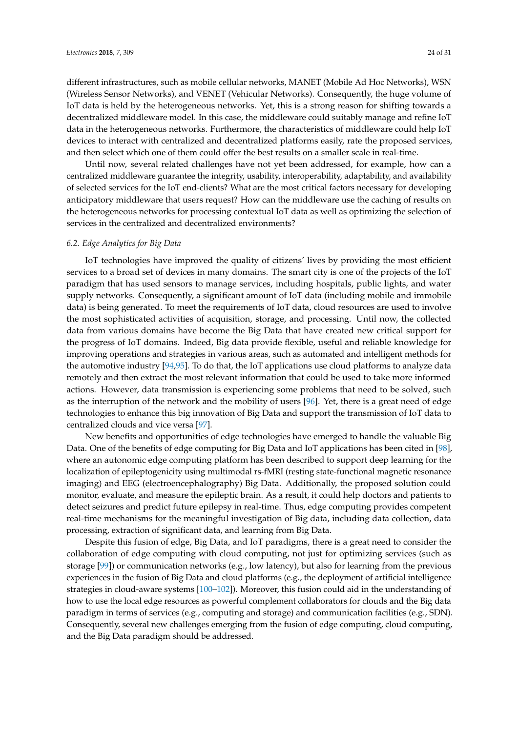different infrastructures, such as mobile cellular networks, MANET (Mobile Ad Hoc Networks), WSN (Wireless Sensor Networks), and VENET (Vehicular Networks). Consequently, the huge volume of IoT data is held by the heterogeneous networks. Yet, this is a strong reason for shifting towards a decentralized middleware model. In this case, the middleware could suitably manage and refine IoT data in the heterogeneous networks. Furthermore, the characteristics of middleware could help IoT devices to interact with centralized and decentralized platforms easily, rate the proposed services, and then select which one of them could offer the best results on a smaller scale in real-time.

Until now, several related challenges have not yet been addressed, for example, how can a centralized middleware guarantee the integrity, usability, interoperability, adaptability, and availability of selected services for the IoT end-clients? What are the most critical factors necessary for developing anticipatory middleware that users request? How can the middleware use the caching of results on the heterogeneous networks for processing contextual IoT data as well as optimizing the selection of services in the centralized and decentralized environments?

### *6.2. Edge Analytics for Big Data*

IoT technologies have improved the quality of citizens' lives by providing the most efficient services to a broad set of devices in many domains. The smart city is one of the projects of the IoT paradigm that has used sensors to manage services, including hospitals, public lights, and water supply networks. Consequently, a significant amount of IoT data (including mobile and immobile data) is being generated. To meet the requirements of IoT data, cloud resources are used to involve the most sophisticated activities of acquisition, storage, and processing. Until now, the collected data from various domains have become the Big Data that have created new critical support for the progress of IoT domains. Indeed, Big data provide flexible, useful and reliable knowledge for improving operations and strategies in various areas, such as automated and intelligent methods for the automotive industry [94,95]. To do that, the IoT applications use cloud platforms to analyze data remotely and then extract the most relevant information that could be used to take more informed actions. However, data transmission is experiencing some problems that need to be solved, such as the interruption of the network and the mobility of users [96]. Yet, there is a great need of edge technologies to enhance this big innovation of Big Data and support the transmission of IoT data to centralized clouds and vice versa [97].

New benefits and opportunities of edge technologies have emerged to handle the valuable Big Data. One of the benefits of edge computing for Big Data and IoT applications has been cited in [98], where an autonomic edge computing platform has been described to support deep learning for the localization of epileptogenicity using multimodal rs-fMRI (resting state-functional magnetic resonance imaging) and EEG (electroencephalography) Big Data. Additionally, the proposed solution could monitor, evaluate, and measure the epileptic brain. As a result, it could help doctors and patients to detect seizures and predict future epilepsy in real-time. Thus, edge computing provides competent real-time mechanisms for the meaningful investigation of Big data, including data collection, data processing, extraction of significant data, and learning from Big Data.

Despite this fusion of edge, Big Data, and IoT paradigms, there is a great need to consider the collaboration of edge computing with cloud computing, not just for optimizing services (such as storage [99]) or communication networks (e.g., low latency), but also for learning from the previous experiences in the fusion of Big Data and cloud platforms (e.g., the deployment of artificial intelligence strategies in cloud-aware systems [100–102]). Moreover, this fusion could aid in the understanding of how to use the local edge resources as powerful complement collaborators for clouds and the Big data paradigm in terms of services (e.g., computing and storage) and communication facilities (e.g., SDN). Consequently, several new challenges emerging from the fusion of edge computing, cloud computing, and the Big Data paradigm should be addressed.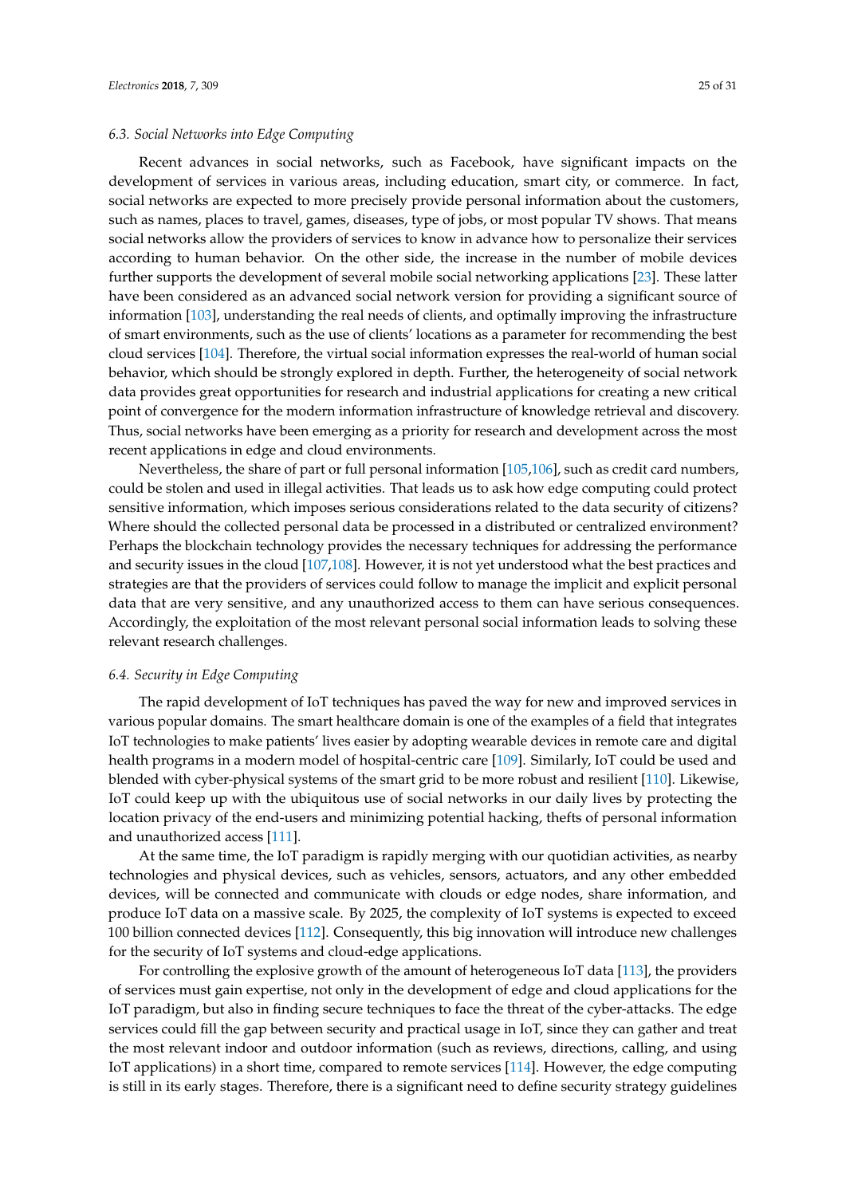### *6.3. Social Networks into Edge Computing*

Recent advances in social networks, such as Facebook, have significant impacts on the development of services in various areas, including education, smart city, or commerce. In fact, social networks are expected to more precisely provide personal information about the customers, such as names, places to travel, games, diseases, type of jobs, or most popular TV shows. That means social networks allow the providers of services to know in advance how to personalize their services according to human behavior. On the other side, the increase in the number of mobile devices further supports the development of several mobile social networking applications [23]. These latter have been considered as an advanced social network version for providing a significant source of information [103], understanding the real needs of clients, and optimally improving the infrastructure of smart environments, such as the use of clients' locations as a parameter for recommending the best cloud services [104]. Therefore, the virtual social information expresses the real-world of human social behavior, which should be strongly explored in depth. Further, the heterogeneity of social network data provides great opportunities for research and industrial applications for creating a new critical point of convergence for the modern information infrastructure of knowledge retrieval and discovery. Thus, social networks have been emerging as a priority for research and development across the most recent applications in edge and cloud environments.

Nevertheless, the share of part or full personal information [105,106], such as credit card numbers, could be stolen and used in illegal activities. That leads us to ask how edge computing could protect sensitive information, which imposes serious considerations related to the data security of citizens? Where should the collected personal data be processed in a distributed or centralized environment? Perhaps the blockchain technology provides the necessary techniques for addressing the performance and security issues in the cloud [107,108]. However, it is not yet understood what the best practices and strategies are that the providers of services could follow to manage the implicit and explicit personal data that are very sensitive, and any unauthorized access to them can have serious consequences. Accordingly, the exploitation of the most relevant personal social information leads to solving these relevant research challenges.

### *6.4. Security in Edge Computing*

The rapid development of IoT techniques has paved the way for new and improved services in various popular domains. The smart healthcare domain is one of the examples of a field that integrates IoT technologies to make patients' lives easier by adopting wearable devices in remote care and digital health programs in a modern model of hospital-centric care [109]. Similarly, IoT could be used and blended with cyber-physical systems of the smart grid to be more robust and resilient [110]. Likewise, IoT could keep up with the ubiquitous use of social networks in our daily lives by protecting the location privacy of the end-users and minimizing potential hacking, thefts of personal information and unauthorized access [111].

At the same time, the IoT paradigm is rapidly merging with our quotidian activities, as nearby technologies and physical devices, such as vehicles, sensors, actuators, and any other embedded devices, will be connected and communicate with clouds or edge nodes, share information, and produce IoT data on a massive scale. By 2025, the complexity of IoT systems is expected to exceed 100 billion connected devices [112]. Consequently, this big innovation will introduce new challenges for the security of IoT systems and cloud-edge applications.

For controlling the explosive growth of the amount of heterogeneous IoT data [113], the providers of services must gain expertise, not only in the development of edge and cloud applications for the IoT paradigm, but also in finding secure techniques to face the threat of the cyber-attacks. The edge services could fill the gap between security and practical usage in IoT, since they can gather and treat the most relevant indoor and outdoor information (such as reviews, directions, calling, and using IoT applications) in a short time, compared to remote services [114]. However, the edge computing is still in its early stages. Therefore, there is a significant need to define security strategy guidelines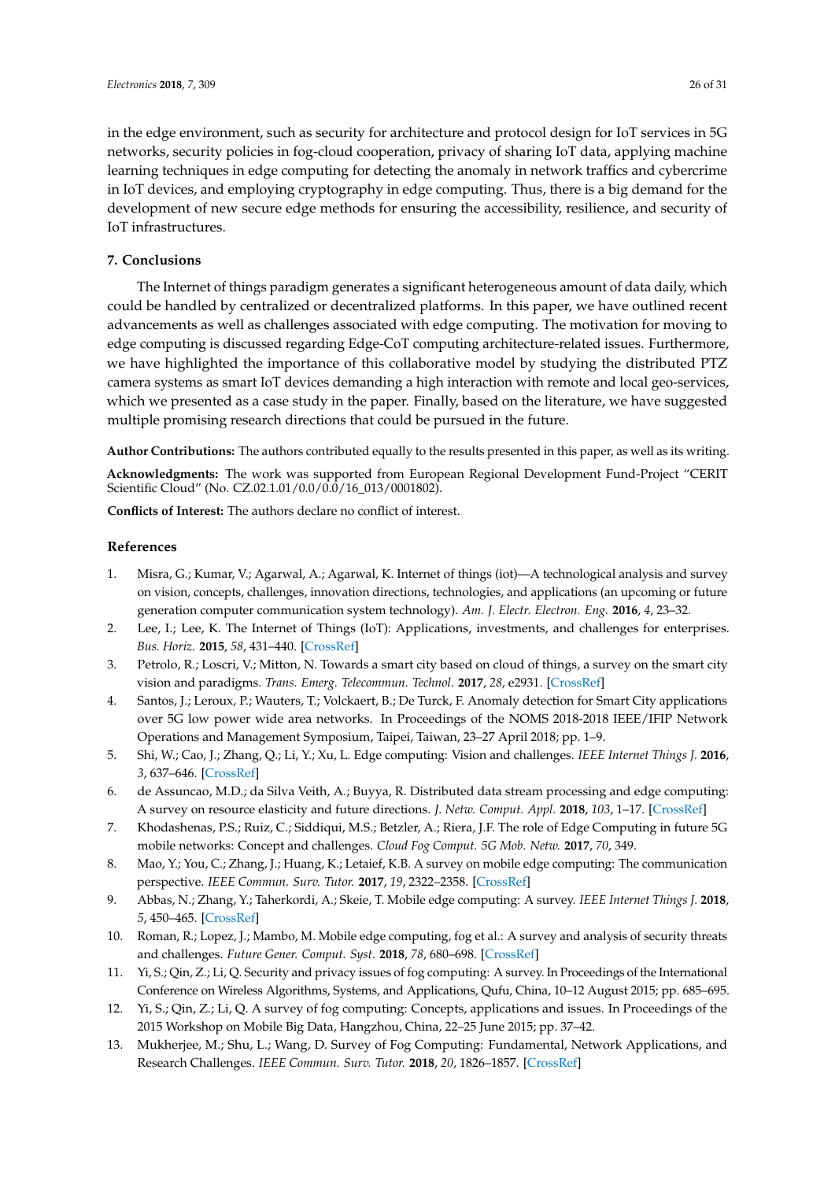in the edge environment, such as security for architecture and protocol design for IoT services in 5G networks, security policies in fog-cloud cooperation, privacy of sharing IoT data, applying machine learning techniques in edge computing for detecting the anomaly in network traffics and cybercrime in IoT devices, and employing cryptography in edge computing. Thus, there is a big demand for the development of new secure edge methods for ensuring the accessibility, resilience, and security of IoT infrastructures.

## 7. Conclusions

The Internet of things paradigm generates a significant heterogeneous amount of data daily, which could be handled by centralized or decentralized platforms. In this paper, we have outlined recent advancements as well as challenges associated with edge computing. The motivation for moving to edge computing is discussed regarding Edge-CoT computing architecture-related issues. Furthermore, we have highlighted the importance of this collaborative model by studying the distributed PTZ camera systems as smart IoT devices demanding a high interaction with remote and local geo-services, which we presented as a case study in the paper. Finally, based on the literature, we have suggested multiple promising research directions that could be pursued in the future.

**Author Contributions:** The authors contributed equally to the results presented in this paper, as well as its writing.

**Acknowledgments:** The work was supported from European Regional Development Fund-Project "CERIT Scientific Cloud" (No. CZ.02.1.01/0.0/0.0/16_013/0001802).

**Conflicts of Interest:** The authors declare no conflict of interest.

## References

1. Misra, G.; Kumar, V.; Agarwal, A.; Agarwal, K. Internet of things (iot)—A technological analysis and survey on vision, concepts, challenges, innovation directions, technologies, and applications (an upcoming or future generation computer communication system technology). *Am. J. Electr. Electron. Eng.* **2016**, *4*, 23–32.
2. Lee, I.; Lee, K. The Internet of Things (IoT): Applications, investments, and challenges for enterprises. *Bus. Horiz.* **2015**, *58*, 431–440. [CrossRef]
3. Petrolo, R.; Loscri, V.; Mitton, N. Towards a smart city based on cloud of things, a survey on the smart city vision and paradigms. *Trans. Emerg. Telecommun. Technol.* **2017**, *28*, e2931. [CrossRef]
4. Santos, J.; Leroux, P.; Wauters, T.; Volckaert, B.; De Turck, F. Anomaly detection for Smart City applications over 5G low power wide area networks. In Proceedings of the NOMS 2018-2018 IEEE/IFIP Network Operations and Management Symposium, Taipei, Taiwan, 23–27 April 2018; pp. 1–9.
5. Shi, W.; Cao, J.; Zhang, Q.; Li, Y.; Xu, L. Edge computing: Vision and challenges. *IEEE Internet Things J.* **2016**, *3*, 637–646. [CrossRef]
6. de Assuncao, M.D.; da Silva Veith, A.; Buyya, R. Distributed data stream processing and edge computing: A survey on resource elasticity and future directions. *J. Netw. Comput. Appl.* **2018**, *103*, 1–17. [CrossRef]
7. Khodashenas, P.S.; Ruiz, C.; Siddiqui, M.S.; Betzler, A.; Riera, J.F. The role of Edge Computing in future 5G mobile networks: Concept and challenges. *Cloud Fog Comput. 5G Mob. Netw.* **2017**, *70*, 349.
8. Mao, Y.; You, C.; Zhang, J.; Huang, K.; Letaief, K.B. A survey on mobile edge computing: The communication perspective. *IEEE Commun. Surv. Tutor.* **2017**, *19*, 2322–2358. [CrossRef]
9. Abbas, N.; Zhang, Y.; Taherkordi, A.; Skeie, T. Mobile edge computing: A survey. *IEEE Internet Things J.* **2018**, *5*, 450–465. [CrossRef]
10. Roman, R.; Lopez, J.; Mambo, M. Mobile edge computing, fog et al.: A survey and analysis of security threats and challenges. *Future Gener. Comput. Syst.* **2018**, *78*, 680–698. [CrossRef]
11. Yi, S.; Qin, Z.; Li, Q. Security and privacy issues of fog computing: A survey. In Proceedings of the International Conference on Wireless Algorithms, Systems, and Applications, Qufu, China, 10–12 August 2015; pp. 685–695.
12. Yi, S.; Qin, Z.; Li, Q. A survey of fog computing: Concepts, applications and issues. In Proceedings of the 2015 Workshop on Mobile Big Data, Hangzhou, China, 22–25 June 2015; pp. 37–42.
13. Mukherjee, M.; Shu, L.; Wang, D. Survey of Fog Computing: Fundamental, Network Applications, and Research Challenges. *IEEE Commun. Surv. Tutor.* **2018**, *20*, 1826–1857. [CrossRef]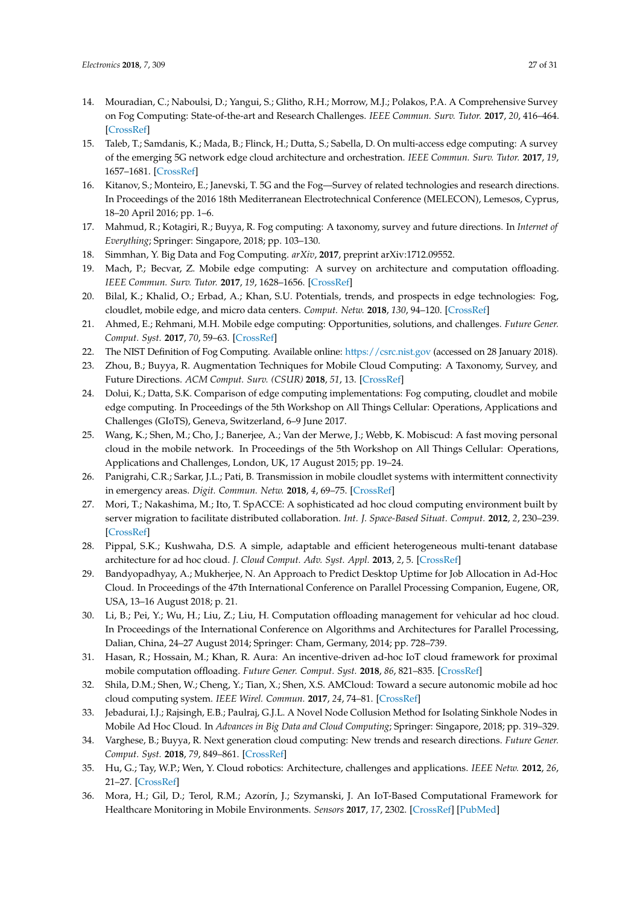14. Mouradian, C.; Naboulsi, D.; Yangui, S.; Glitho, R.H.; Morrow, M.J.; Polakos, P.A. A Comprehensive Survey on Fog Computing: State-of-the-art and Research Challenges. *IEEE Commun. Surv. Tutor.* **2017**, *20*, 416–464. [CrossRef]
15. Taleb, T.; Samdanis, K.; Mada, B.; Flinck, H.; Dutta, S.; Sabella, D. On multi-access edge computing: A survey of the emerging 5G network edge cloud architecture and orchestration. *IEEE Commun. Surv. Tutor.* **2017**, *19*, 1657–1681. [CrossRef]
16. Kitanov, S.; Monteiro, E.; Janevski, T. 5G and the Fog—Survey of related technologies and research directions. In Proceedings of the 2016 18th Mediterranean Electrotechnical Conference (MELECON), Lemesos, Cyprus, 18–20 April 2016; pp. 1–6.
17. Mahmud, R.; Kotagiri, R.; Buyya, R. Fog computing: A taxonomy, survey and future directions. In *Internet of Everything*; Springer: Singapore, 2018; pp. 103–130.
18. Simmhan, Y. Big Data and Fog Computing. *arXiv*, **2017**, preprint arXiv:1712.09552.
19. Mach, P.; Becvar, Z. Mobile edge computing: A survey on architecture and computation offloading. *IEEE Commun. Surv. Tutor.* **2017**, *19*, 1628–1656. [CrossRef]
20. Bilal, K.; Khalid, O.; Erbad, A.; Khan, S.U. Potentials, trends, and prospects in edge technologies: Fog, cloudlet, mobile edge, and micro data centers. *Comput. Netw.* **2018**, *130*, 94–120. [CrossRef]
21. Ahmed, E.; Rehmani, M.H. Mobile edge computing: Opportunities, solutions, and challenges. *Future Gener. Comput. Syst.* **2017**, *70*, 59–63. [CrossRef]
22. The NIST Definition of Fog Computing. Available online: https://csrc.nist.gov (accessed on 28 January 2018).
23. Zhou, B.; Buyya, R. Augmentation Techniques for Mobile Cloud Computing: A Taxonomy, Survey, and Future Directions. *ACM Comput. Surv. (CSUR)* **2018**, *51*, 13. [CrossRef]
24. Dolui, K.; Datta, S.K. Comparison of edge computing implementations: Fog computing, cloudlet and mobile edge computing. In Proceedings of the 5th Workshop on All Things Cellular: Operations, Applications and Challenges (GIoTS), Geneva, Switzerland, 6–9 June 2017.
25. Wang, K.; Shen, M.; Cho, J.; Banerjee, A.; Van der Merwe, J.; Webb, K. Mobiscud: A fast moving personal cloud in the mobile network. In Proceedings of the 5th Workshop on All Things Cellular: Operations, Applications and Challenges, London, UK, 17 August 2015; pp. 19–24.
26. Panigrahi, C.R.; Sarkar, J.L.; Pati, B. Transmission in mobile cloudlet systems with intermittent connectivity in emergency areas. *Digit. Commun. Netw.* **2018**, *4*, 69–75. [CrossRef]
27. Mori, T.; Nakashima, M.; Ito, T. SpACCE: A sophisticated ad hoc cloud computing environment built by server migration to facilitate distributed collaboration. *Int. J. Space-Based Situat. Comput.* **2012**, *2*, 230–239. [CrossRef]
28. Pippal, S.K.; Kushwaha, D.S. A simple, adaptable and efficient heterogeneous multi-tenant database architecture for ad hoc cloud. *J. Cloud Comput. Adv. Syst. Appl.* **2013**, *2*, 5. [CrossRef]
29. Bandyopadhyay, A.; Mukherjee, N. An Approach to Predict Desktop Uptime for Job Allocation in Ad-Hoc Cloud. In Proceedings of the 47th International Conference on Parallel Processing Companion, Eugene, OR, USA, 13–16 August 2018; p. 21.
30. Li, B.; Pei, Y.; Wu, H.; Liu, Z.; Liu, H. Computation offloading management for vehicular ad hoc cloud. In Proceedings of the International Conference on Algorithms and Architectures for Parallel Processing, Dalian, China, 24–27 August 2014; Springer: Cham, Germany, 2014; pp. 728–739.
31. Hasan, R.; Hossain, M.; Khan, R. Aura: An incentive-driven ad-hoc IoT cloud framework for proximal mobile computation offloading. *Future Gener. Comput. Syst.* **2018**, *86*, 821–835. [CrossRef]
32. Shila, D.M.; Shen, W.; Cheng, Y.; Tian, X.; Shen, X.S. AMCloud: Toward a secure autonomic mobile ad hoc cloud computing system. *IEEE Wirel. Commun.* **2017**, *24*, 74–81. [CrossRef]
33. Jebadurai, I.J.; Rajsingh, E.B.; Paulraj, G.J.L. A Novel Node Collusion Method for Isolating Sinkhole Nodes in Mobile Ad Hoc Cloud. In *Advances in Big Data and Cloud Computing*; Springer: Singapore, 2018; pp. 319–329.
34. Varghese, B.; Buyya, R. Next generation cloud computing: New trends and research directions. *Future Gener. Comput. Syst.* **2018**, *79*, 849–861. [CrossRef]
35. Hu, G.; Tay, W.P.; Wen, Y. Cloud robotics: Architecture, challenges and applications. *IEEE Netw.* **2012**, *26*, 21–27. [CrossRef]
36. Mora, H.; Gil, D.; Terol, R.M.; Azorín, J.; Szymanski, J. An IoT-Based Computational Framework for Healthcare Monitoring in Mobile Environments. *Sensors* **2017**, *17*, 2302. [CrossRef] [PubMed]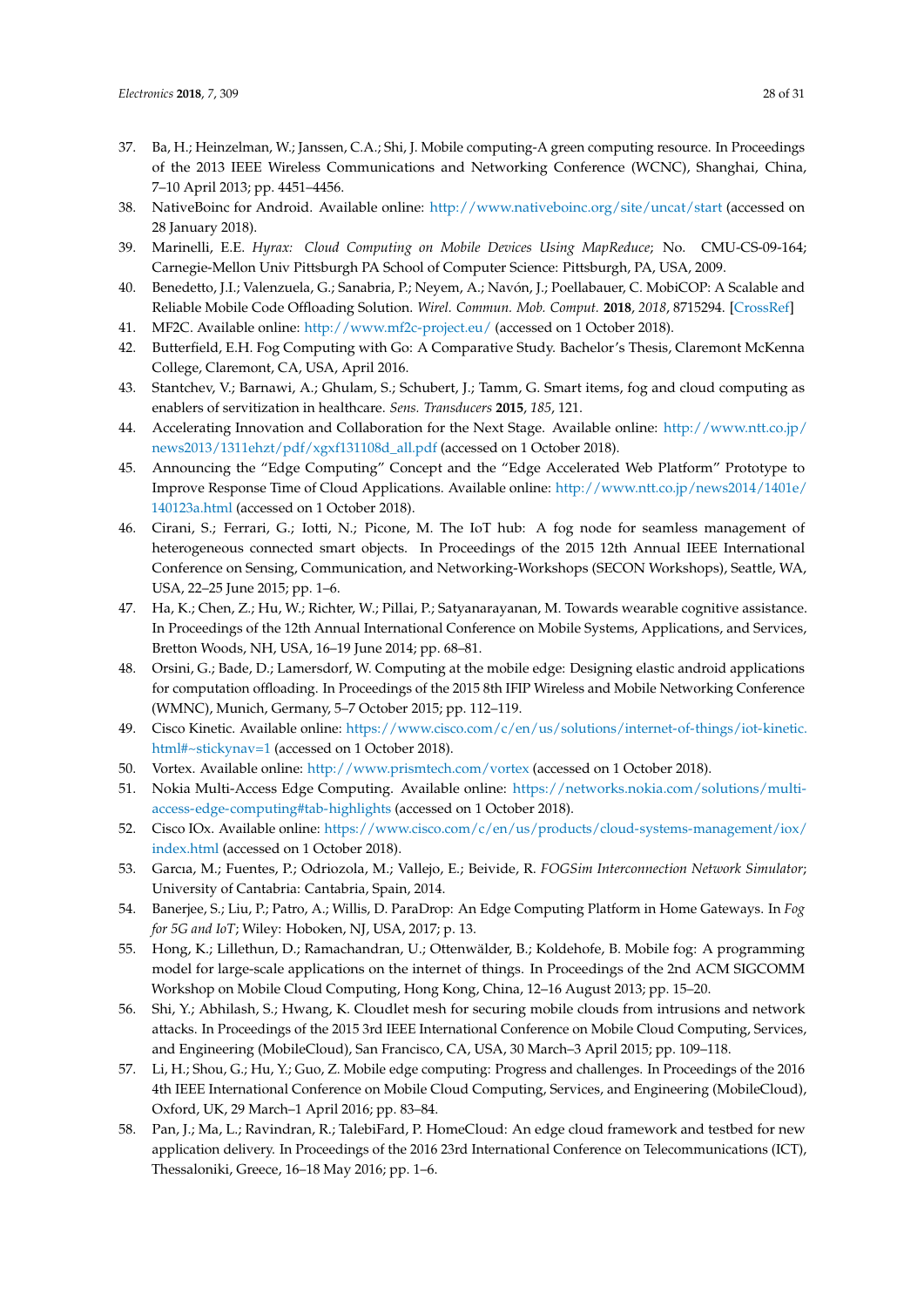37. Ba, H.; Heinzelman, W.; Janssen, C.A.; Shi, J. Mobile computing-A green computing resource. In Proceedings of the 2013 IEEE Wireless Communications and Networking Conference (WCNC), Shanghai, China, 7–10 April 2013; pp. 4451–4456.
38. NativeBoinc for Android. Available online: http://www.nativeboinc.org/site/uncat/start (accessed on 28 January 2018).
39. Marinelli, E.E. *Hyrax: Cloud Computing on Mobile Devices Using MapReduce*; No. CMU-CS-09-164; Carnegie-Mellon Univ Pittsburgh PA School of Computer Science: Pittsburgh, PA, USA, 2009.
40. Benedetto, J.I.; Valenzuela, G.; Sanabria, P.; Neyem, A.; Navón, J.; Poellabauer, C. MobiCOP: A Scalable and Reliable Mobile Code Offloading Solution. *Wirel. Commun. Mob. Comput.* **2018**, *2018*, 8715294. [CrossRef]
41. MF2C. Available online: http://www.mf2c-project.eu/ (accessed on 1 October 2018).
42. Butterfield, E.H. Fog Computing with Go: A Comparative Study. Bachelor's Thesis, Claremont McKenna College, Claremont, CA, USA, April 2016.
43. Stantchev, V.; Barnawi, A.; Ghulam, S.; Schubert, J.; Tamm, G. Smart items, fog and cloud computing as enablers of servitization in healthcare. *Sens. Transducers* **2015**, *185*, 121.
44. Accelerating Innovation and Collaboration for the Next Stage. Available online: http://www.ntt.co.jp/news2013/1311ehzt/pdf/xgxf131108d_all.pdf (accessed on 1 October 2018).
45. Announcing the "Edge Computing" Concept and the "Edge Accelerated Web Platform" Prototype to Improve Response Time of Cloud Applications. Available online: http://www.ntt.co.jp/news2014/1401e/140123a.html (accessed on 1 October 2018).
46. Cirani, S.; Ferrari, G.; Iotti, N.; Picone, M. The IoT hub: A fog node for seamless management of heterogeneous connected smart objects. In Proceedings of the 2015 12th Annual IEEE International Conference on Sensing, Communication, and Networking-Workshops (SECON Workshops), Seattle, WA, USA, 22–25 June 2015; pp. 1–6.
47. Ha, K.; Chen, Z.; Hu, W.; Richter, W.; Pillai, P.; Satyanarayanan, M. Towards wearable cognitive assistance. In Proceedings of the 12th Annual International Conference on Mobile Systems, Applications, and Services, Bretton Woods, NH, USA, 16–19 June 2014; pp. 68–81.
48. Orsini, G.; Bade, D.; Lamersdorf, W. Computing at the mobile edge: Designing elastic android applications for computation offloading. In Proceedings of the 2015 8th IFIP Wireless and Mobile Networking Conference (WMNC), Munich, Germany, 5–7 October 2015; pp. 112–119.
49. Cisco Kinetic. Available online: https://www.cisco.com/c/en/us/solutions/internet-of-things/iot-kinetic.html#~stickynav=1 (accessed on 1 October 2018).
50. Vortex. Available online: http://www.prismtech.com/vortex (accessed on 1 October 2018).
51. Nokia Multi-Access Edge Computing. Available online: https://networks.nokia.com/solutions/multi-access-edge-computing#tab-highlights (accessed on 1 October 2018).
52. Cisco IOx. Available online: https://www.cisco.com/c/en/us/products/cloud-systems-management/iox/index.html (accessed on 1 October 2018).
53. Garcıa, M.; Fuentes, P.; Odriozola, M.; Vallejo, E.; Beivide, R. *FOGSim Interconnection Network Simulator*; University of Cantabria: Cantabria, Spain, 2014.
54. Banerjee, S.; Liu, P.; Patro, A.; Willis, D. ParaDrop: An Edge Computing Platform in Home Gateways. In *Fog for 5G and IoT*; Wiley: Hoboken, NJ, USA, 2017; p. 13.
55. Hong, K.; Lillethun, D.; Ramachandran, U.; Ottenwälder, B.; Koldehofe, B. Mobile fog: A programming model for large-scale applications on the internet of things. In Proceedings of the 2nd ACM SIGCOMM Workshop on Mobile Cloud Computing, Hong Kong, China, 12–16 August 2013; pp. 15–20.
56. Shi, Y.; Abhilash, S.; Hwang, K. Cloudlet mesh for securing mobile clouds from intrusions and network attacks. In Proceedings of the 2015 3rd IEEE International Conference on Mobile Cloud Computing, Services, and Engineering (MobileCloud), San Francisco, CA, USA, 30 March–3 April 2015; pp. 109–118.
57. Li, H.; Shou, G.; Hu, Y.; Guo, Z. Mobile edge computing: Progress and challenges. In Proceedings of the 2016 4th IEEE International Conference on Mobile Cloud Computing, Services, and Engineering (MobileCloud), Oxford, UK, 29 March–1 April 2016; pp. 83–84.
58. Pan, J.; Ma, L.; Ravindran, R.; TalebiFard, P. HomeCloud: An edge cloud framework and testbed for new application delivery. In Proceedings of the 2016 23rd International Conference on Telecommunications (ICT), Thessaloniki, Greece, 16–18 May 2016; pp. 1–6.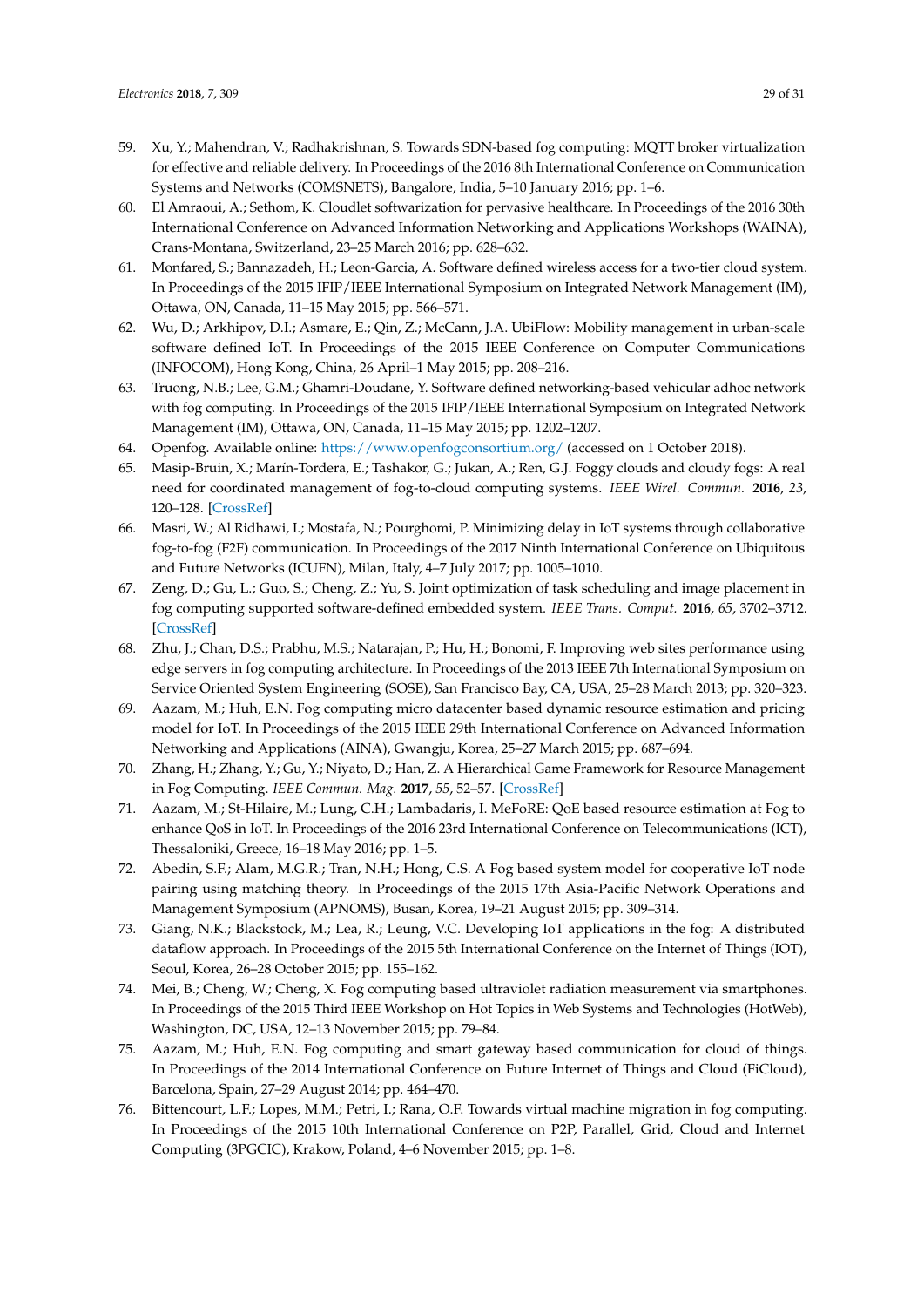59. Xu, Y.; Mahendran, V.; Radhakrishnan, S. Towards SDN-based fog computing: MQTT broker virtualization for effective and reliable delivery. In Proceedings of the 2016 8th International Conference on Communication Systems and Networks (COMSNETS), Bangalore, India, 5–10 January 2016; pp. 1–6.
60. El Amraoui, A.; Sethom, K. Cloudlet softwarization for pervasive healthcare. In Proceedings of the 2016 30th International Conference on Advanced Information Networking and Applications Workshops (WAINA), Crans-Montana, Switzerland, 23–25 March 2016; pp. 628–632.
61. Monfared, S.; Bannazadeh, H.; Leon-Garcia, A. Software defined wireless access for a two-tier cloud system. In Proceedings of the 2015 IFIP/IEEE International Symposium on Integrated Network Management (IM), Ottawa, ON, Canada, 11–15 May 2015; pp. 566–571.
62. Wu, D.; Arkhipov, D.I.; Asmare, E.; Qin, Z.; McCann, J.A. UbiFlow: Mobility management in urban-scale software defined IoT. In Proceedings of the 2015 IEEE Conference on Computer Communications (INFOCOM), Hong Kong, China, 26 April–1 May 2015; pp. 208–216.
63. Truong, N.B.; Lee, G.M.; Ghamri-Doudane, Y. Software defined networking-based vehicular adhoc network with fog computing. In Proceedings of the 2015 IFIP/IEEE International Symposium on Integrated Network Management (IM), Ottawa, ON, Canada, 11–15 May 2015; pp. 1202–1207.
64. Openfog. Available online: https://www.openfogconsortium.org/ (accessed on 1 October 2018).
65. Masip-Bruin, X.; Marín-Tordera, E.; Tashakor, G.; Jukan, A.; Ren, G.J. Foggy clouds and cloudy fogs: A real need for coordinated management of fog-to-cloud computing systems. *IEEE Wirel. Commun.* **2016**, *23*, 120–128. [CrossRef]
66. Masri, W.; Al Ridhawi, I.; Mostafa, N.; Pourghomi, P. Minimizing delay in IoT systems through collaborative fog-to-fog (F2F) communication. In Proceedings of the 2017 Ninth International Conference on Ubiquitous and Future Networks (ICUFN), Milan, Italy, 4–7 July 2017; pp. 1005–1010.
67. Zeng, D.; Gu, L.; Guo, S.; Cheng, Z.; Yu, S. Joint optimization of task scheduling and image placement in fog computing supported software-defined embedded system. *IEEE Trans. Comput.* **2016**, *65*, 3702–3712. [CrossRef]
68. Zhu, J.; Chan, D.S.; Prabhu, M.S.; Natarajan, P.; Hu, H.; Bonomi, F. Improving web sites performance using edge servers in fog computing architecture. In Proceedings of the 2013 IEEE 7th International Symposium on Service Oriented System Engineering (SOSE), San Francisco Bay, CA, USA, 25–28 March 2013; pp. 320–323.
69. Aazam, M.; Huh, E.N. Fog computing micro datacenter based dynamic resource estimation and pricing model for IoT. In Proceedings of the 2015 IEEE 29th International Conference on Advanced Information Networking and Applications (AINA), Gwangju, Korea, 25–27 March 2015; pp. 687–694.
70. Zhang, H.; Zhang, Y.; Gu, Y.; Niyato, D.; Han, Z. A Hierarchical Game Framework for Resource Management in Fog Computing. *IEEE Commun. Mag.* **2017**, *55*, 52–57. [CrossRef]
71. Aazam, M.; St-Hilaire, M.; Lung, C.H.; Lambadaris, I. MeFoRE: QoE based resource estimation at Fog to enhance QoS in IoT. In Proceedings of the 2016 23rd International Conference on Telecommunications (ICT), Thessaloniki, Greece, 16–18 May 2016; pp. 1–5.
72. Abedin, S.F.; Alam, M.G.R.; Tran, N.H.; Hong, C.S. A Fog based system model for cooperative IoT node pairing using matching theory. In Proceedings of the 2015 17th Asia-Pacific Network Operations and Management Symposium (APNOMS), Busan, Korea, 19–21 August 2015; pp. 309–314.
73. Giang, N.K.; Blackstock, M.; Lea, R.; Leung, V.C. Developing IoT applications in the fog: A distributed dataflow approach. In Proceedings of the 2015 5th International Conference on the Internet of Things (IOT), Seoul, Korea, 26–28 October 2015; pp. 155–162.
74. Mei, B.; Cheng, W.; Cheng, X. Fog computing based ultraviolet radiation measurement via smartphones. In Proceedings of the 2015 Third IEEE Workshop on Hot Topics in Web Systems and Technologies (HotWeb), Washington, DC, USA, 12–13 November 2015; pp. 79–84.
75. Aazam, M.; Huh, E.N. Fog computing and smart gateway based communication for cloud of things. In Proceedings of the 2014 International Conference on Future Internet of Things and Cloud (FiCloud), Barcelona, Spain, 27–29 August 2014; pp. 464–470.
76. Bittencourt, L.F.; Lopes, M.M.; Petri, I.; Rana, O.F. Towards virtual machine migration in fog computing. In Proceedings of the 2015 10th International Conference on P2P, Parallel, Grid, Cloud and Internet Computing (3PGCIC), Krakow, Poland, 4–6 November 2015; pp. 1–8.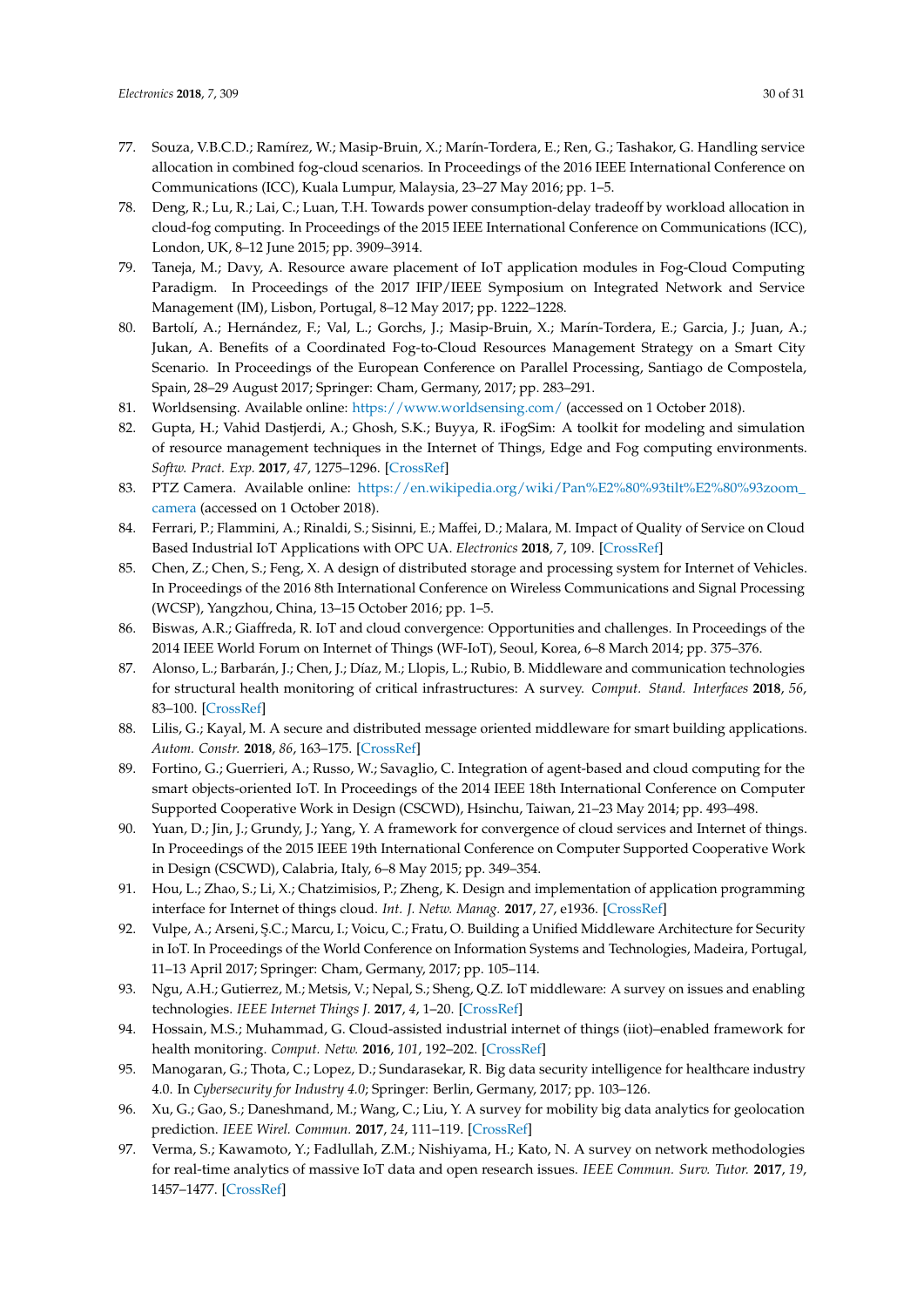77. Souza, V.B.C.D.; Ramírez, W.; Masip-Bruin, X.; Marín-Tordera, E.; Ren, G.; Tashakor, G. Handling service allocation in combined fog-cloud scenarios. In Proceedings of the 2016 IEEE International Conference on Communications (ICC), Kuala Lumpur, Malaysia, 23–27 May 2016; pp. 1–5.
78. Deng, R.; Lu, R.; Lai, C.; Luan, T.H. Towards power consumption-delay tradeoff by workload allocation in cloud-fog computing. In Proceedings of the 2015 IEEE International Conference on Communications (ICC), London, UK, 8–12 June 2015; pp. 3909–3914.
79. Taneja, M.; Davy, A. Resource aware placement of IoT application modules in Fog-Cloud Computing Paradigm. In Proceedings of the 2017 IFIP/IEEE Symposium on Integrated Network and Service Management (IM), Lisbon, Portugal, 8–12 May 2017; pp. 1222–1228.
80. Bartolí, A.; Hernández, F.; Val, L.; Gorchs, J.; Masip-Bruin, X.; Marín-Tordera, E.; Garcia, J.; Juan, A.; Jukan, A. Benefits of a Coordinated Fog-to-Cloud Resources Management Strategy on a Smart City Scenario. In Proceedings of the European Conference on Parallel Processing, Santiago de Compostela, Spain, 28–29 August 2017; Springer: Cham, Germany, 2017; pp. 283–291.
81. Worldsensing. Available online: https://www.worldsensing.com/ (accessed on 1 October 2018).
82. Gupta, H.; Vahid Dastjerdi, A.; Ghosh, S.K.; Buyya, R. iFogSim: A toolkit for modeling and simulation of resource management techniques in the Internet of Things, Edge and Fog computing environments. *Softw. Pract. Exp.* **2017**, *47*, 1275–1296. [CrossRef]
83. PTZ Camera. Available online: https://en.wikipedia.org/wiki/Pan%E2%80%93tilt%E2%80%93zoom_camera (accessed on 1 October 2018).
84. Ferrari, P.; Flammini, A.; Rinaldi, S.; Sisinni, E.; Maffei, D.; Malara, M. Impact of Quality of Service on Cloud Based Industrial IoT Applications with OPC UA. *Electronics* **2018**, *7*, 109. [CrossRef]
85. Chen, Z.; Chen, S.; Feng, X. A design of distributed storage and processing system for Internet of Vehicles. In Proceedings of the 2016 8th International Conference on Wireless Communications and Signal Processing (WCSP), Yangzhou, China, 13–15 October 2016; pp. 1–5.
86. Biswas, A.R.; Giaffreda, R. IoT and cloud convergence: Opportunities and challenges. In Proceedings of the 2014 IEEE World Forum on Internet of Things (WF-IoT), Seoul, Korea, 6–8 March 2014; pp. 375–376.
87. Alonso, L.; Barbarán, J.; Chen, J.; Díaz, M.; Llopis, L.; Rubio, B. Middleware and communication technologies for structural health monitoring of critical infrastructures: A survey. *Comput. Stand. Interfaces* **2018**, *56*, 83–100. [CrossRef]
88. Lilis, G.; Kayal, M. A secure and distributed message oriented middleware for smart building applications. *Autom. Constr.* **2018**, *86*, 163–175. [CrossRef]
89. Fortino, G.; Guerrieri, A.; Russo, W.; Savaglio, C. Integration of agent-based and cloud computing for the smart objects-oriented IoT. In Proceedings of the 2014 IEEE 18th International Conference on Computer Supported Cooperative Work in Design (CSCWD), Hsinchu, Taiwan, 21–23 May 2014; pp. 493–498.
90. Yuan, D.; Jin, J.; Grundy, J.; Yang, Y. A framework for convergence of cloud services and Internet of things. In Proceedings of the 2015 IEEE 19th International Conference on Computer Supported Cooperative Work in Design (CSCWD), Calabria, Italy, 6–8 May 2015; pp. 349–354.
91. Hou, L.; Zhao, S.; Li, X.; Chatzimisios, P.; Zheng, K. Design and implementation of application programming interface for Internet of things cloud. *Int. J. Netw. Manag.* **2017**, *27*, e1936. [CrossRef]
92. Vulpe, A.; Arseni, Ş.C.; Marcu, I.; Voicu, C.; Fratu, O. Building a Unified Middleware Architecture for Security in IoT. In Proceedings of the World Conference on Information Systems and Technologies, Madeira, Portugal, 11–13 April 2017; Springer: Cham, Germany, 2017; pp. 105–114.
93. Ngu, A.H.; Gutierrez, M.; Metsis, V.; Nepal, S.; Sheng, Q.Z. IoT middleware: A survey on issues and enabling technologies. *IEEE Internet Things J.* **2017**, *4*, 1–20. [CrossRef]
94. Hossain, M.S.; Muhammad, G. Cloud-assisted industrial internet of things (iiot)–enabled framework for health monitoring. *Comput. Netw.* **2016**, *101*, 192–202. [CrossRef]
95. Manogaran, G.; Thota, C.; Lopez, D.; Sundarasekar, R. Big data security intelligence for healthcare industry 4.0. In *Cybersecurity for Industry 4.0*; Springer: Berlin, Germany, 2017; pp. 103–126.
96. Xu, G.; Gao, S.; Daneshmand, M.; Wang, C.; Liu, Y. A survey for mobility big data analytics for geolocation prediction. *IEEE Wirel. Commun.* **2017**, *24*, 111–119. [CrossRef]
97. Verma, S.; Kawamoto, Y.; Fadlullah, Z.M.; Nishiyama, H.; Kato, N. A survey on network methodologies for real-time analytics of massive IoT data and open research issues. *IEEE Commun. Surv. Tutor.* **2017**, *19*, 1457–1477. [CrossRef]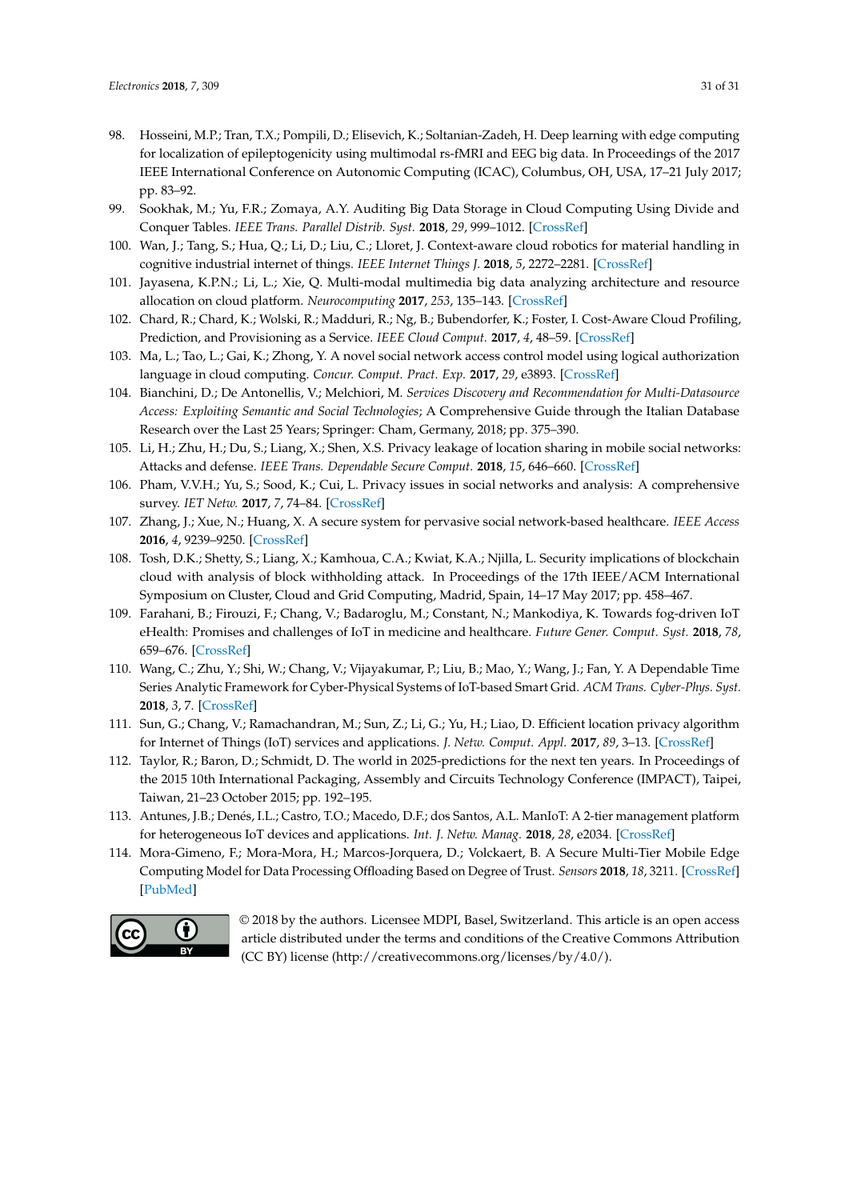98. Hosseini, M.P.; Tran, T.X.; Pompili, D.; Elisevich, K.; Soltanian-Zadeh, H. Deep learning with edge computing for localization of epileptogenicity using multimodal rs-fMRI and EEG big data. In Proceedings of the 2017 IEEE International Conference on Autonomic Computing (ICAC), Columbus, OH, USA, 17–21 July 2017; pp. 83–92.
99. Sookhak, M.; Yu, F.R.; Zomaya, A.Y. Auditing Big Data Storage in Cloud Computing Using Divide and Conquer Tables. *IEEE Trans. Parallel Distrib. Syst.* **2018**, *29*, 999–1012. [CrossRef]
100. Wan, J.; Tang, S.; Hua, Q.; Li, D.; Liu, C.; Lloret, J. Context-aware cloud robotics for material handling in cognitive industrial internet of things. *IEEE Internet Things J.* **2018**, *5*, 2272–2281. [CrossRef]
101. Jayasena, K.P.N.; Li, L.; Xie, Q. Multi-modal multimedia big data analyzing architecture and resource allocation on cloud platform. *Neurocomputing* **2017**, *253*, 135–143. [CrossRef]
102. Chard, R.; Chard, K.; Wolski, R.; Madduri, R.; Ng, B.; Bubendorfer, K.; Foster, I. Cost-Aware Cloud Profiling, Prediction, and Provisioning as a Service. *IEEE Cloud Comput.* **2017**, *4*, 48–59. [CrossRef]
103. Ma, L.; Tao, L.; Gai, K.; Zhong, Y. A novel social network access control model using logical authorization language in cloud computing. *Concur. Comput. Pract. Exp.* **2017**, *29*, e3893. [CrossRef]
104. Bianchini, D.; De Antonellis, V.; Melchiori, M. *Services Discovery and Recommendation for Multi-Datasource Access: Exploiting Semantic and Social Technologies*; A Comprehensive Guide through the Italian Database Research over the Last 25 Years; Springer: Cham, Germany, 2018; pp. 375–390.
105. Li, H.; Zhu, H.; Du, S.; Liang, X.; Shen, X.S. Privacy leakage of location sharing in mobile social networks: Attacks and defense. *IEEE Trans. Dependable Secure Comput.* **2018**, *15*, 646–660. [CrossRef]
106. Pham, V.V.H.; Yu, S.; Sood, K.; Cui, L. Privacy issues in social networks and analysis: A comprehensive survey. *IET Netw.* **2017**, *7*, 74–84. [CrossRef]
107. Zhang, J.; Xue, N.; Huang, X. A secure system for pervasive social network-based healthcare. *IEEE Access* **2016**, *4*, 9239–9250. [CrossRef]
108. Tosh, D.K.; Shetty, S.; Liang, X.; Kamhoua, C.A.; Kwiat, K.A.; Njilla, L. Security implications of blockchain cloud with analysis of block withholding attack. In Proceedings of the 17th IEEE/ACM International Symposium on Cluster, Cloud and Grid Computing, Madrid, Spain, 14–17 May 2017; pp. 458–467.
109. Farahani, B.; Firouzi, F.; Chang, V.; Badaroglu, M.; Constant, N.; Mankodiya, K. Towards fog-driven IoT eHealth: Promises and challenges of IoT in medicine and healthcare. *Future Gener. Comput. Syst.* **2018**, *78*, 659–676. [CrossRef]
110. Wang, C.; Zhu, Y.; Shi, W.; Chang, V.; Vijayakumar, P.; Liu, B.; Mao, Y.; Wang, J.; Fan, Y. A Dependable Time Series Analytic Framework for Cyber-Physical Systems of IoT-based Smart Grid. *ACM Trans. Cyber-Phys. Syst.* **2018**, *3*, 7. [CrossRef]
111. Sun, G.; Chang, V.; Ramachandran, M.; Sun, Z.; Li, G.; Yu, H.; Liao, D. Efficient location privacy algorithm for Internet of Things (IoT) services and applications. *J. Netw. Comput. Appl.* **2017**, *89*, 3–13. [CrossRef]
112. Taylor, R.; Baron, D.; Schmidt, D. The world in 2025-predictions for the next ten years. In Proceedings of the 2015 10th International Packaging, Assembly and Circuits Technology Conference (IMPACT), Taipei, Taiwan, 21–23 October 2015; pp. 192–195.
113. Antunes, J.B.; Denés, I.L.; Castro, T.O.; Macedo, D.F.; dos Santos, A.L. ManIoT: A 2-tier management platform for heterogeneous IoT devices and applications. *Int. J. Netw. Manag.* **2018**, *28*, e2034. [CrossRef]
114. Mora-Gimeno, F.; Mora-Mora, H.; Marcos-Jorquera, D.; Volckaert, B. A Secure Multi-Tier Mobile Edge Computing Model for Data Processing Offloading Based on Degree of Trust. *Sensors* **2018**, *18*, 3211. [CrossRef] [PubMed]

© 2018 by the authors. Licensee MDPI, Basel, Switzerland. This article is an open access article distributed under the terms and conditions of the Creative Commons Attribution (CC BY) license (http://creativecommons.org/licenses/by/4.0/).